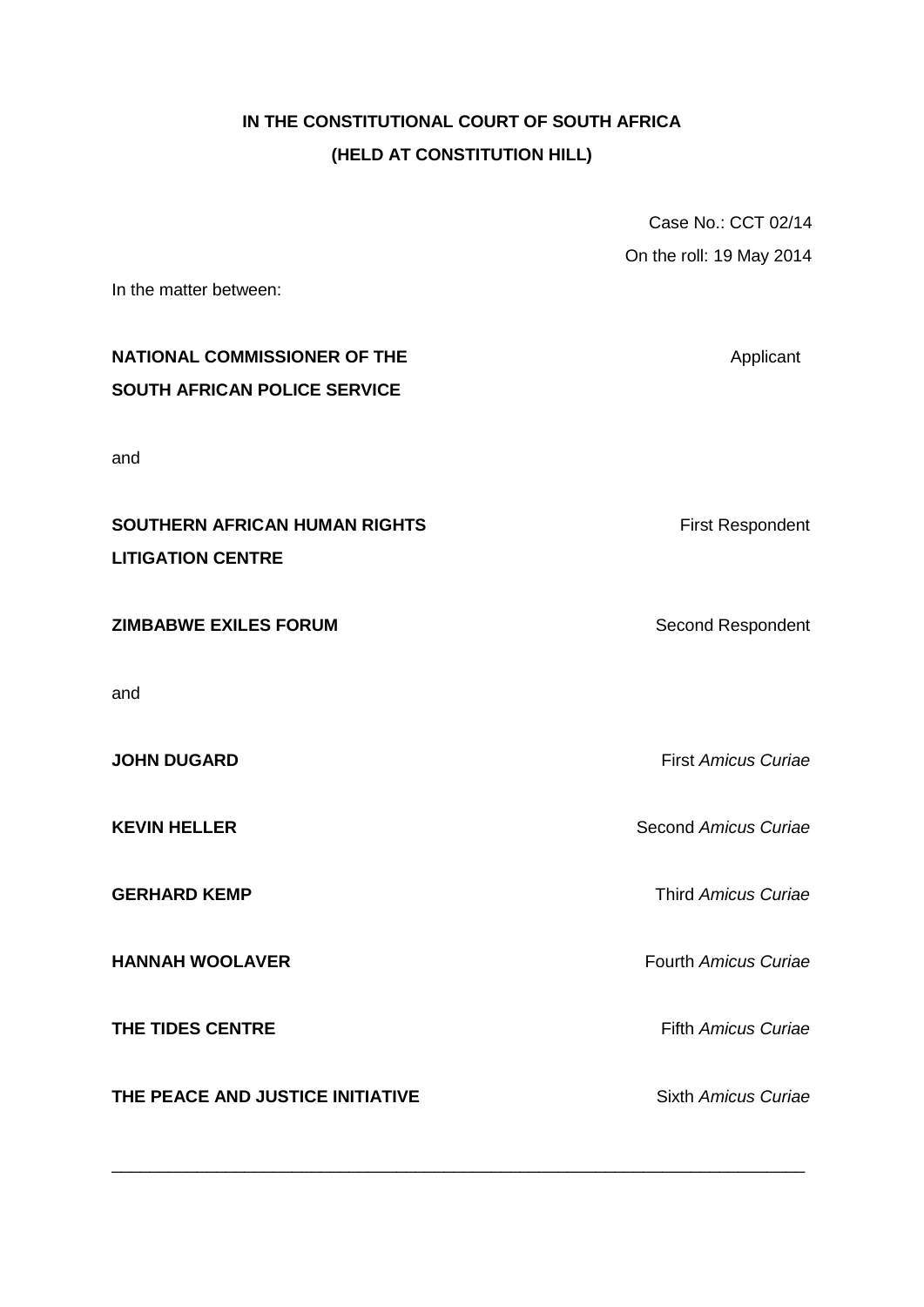**IN THE CONSTITUTIONAL COURT OF SOUTH AFRICA**

**(HELD AT CONSTITUTION HILL)**

Case No.: CCT 02/14

On the roll: 19 May 2014

In the matter between:

| | |
|---|---|
| **NATIONAL COMMISSIONER OF THE SOUTH AFRICAN POLICE SERVICE** | Applicant |

and

| | |
|---|---|
| **SOUTHERN AFRICAN HUMAN RIGHTS LITIGATION CENTRE** | First Respondent |
| **ZIMBABWE EXILES FORUM** | Second Respondent |

and

| | |
|---|---|
| **JOHN DUGARD** | First *Amicus Curiae* |
| **KEVIN HELLER** | Second *Amicus Curiae* |
| **GERHARD KEMP** | Third *Amicus Curiae* |
| **HANNAH WOOLAVER** | Fourth *Amicus Curiae* |
| **THE TIDES CENTRE** | Fifth *Amicus Curiae* |
| **THE PEACE AND JUSTICE INITIATIVE** | Sixth *Amicus Curiae* |

---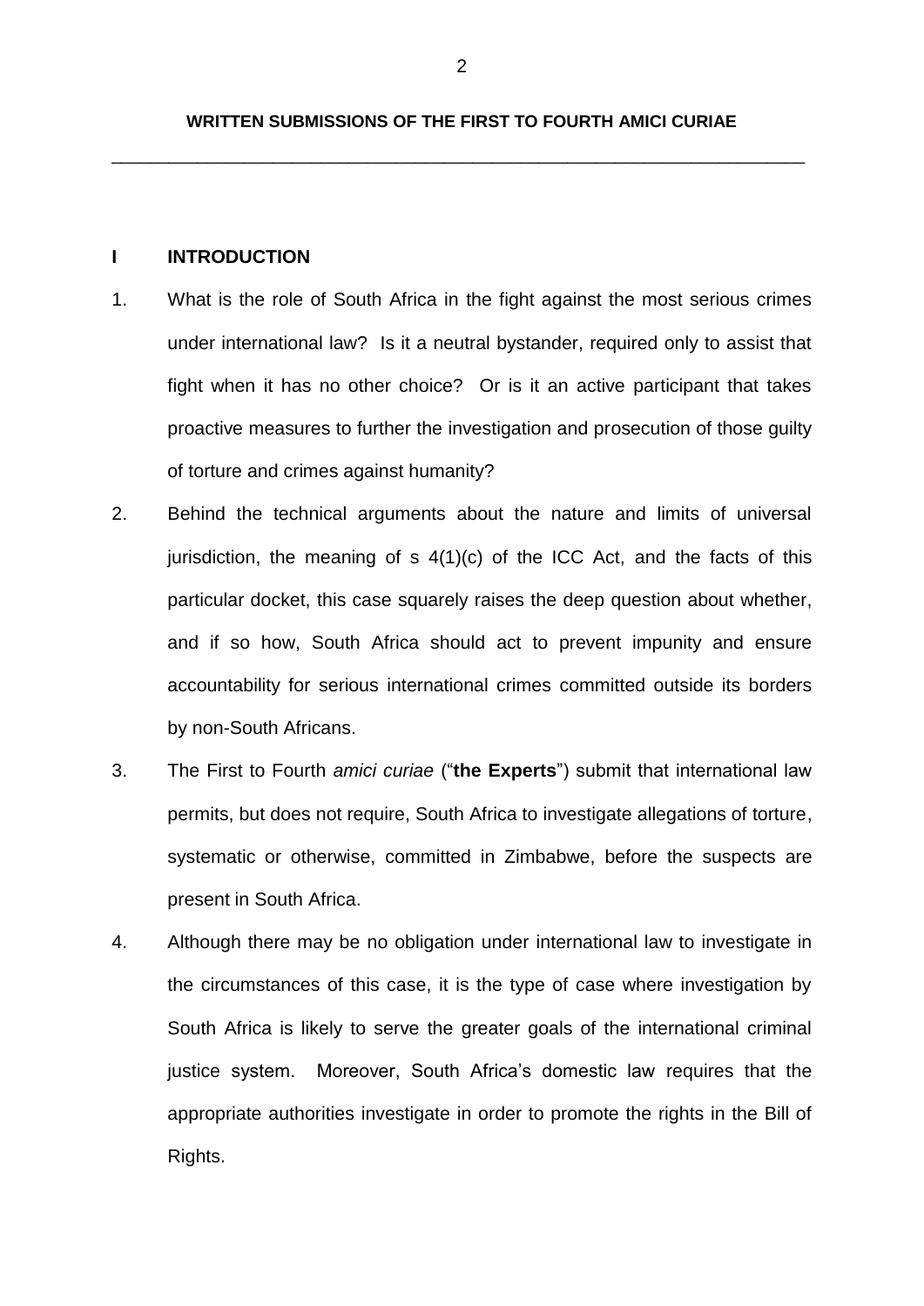## WRITTEN SUBMISSIONS OF THE FIRST TO FOURTH AMICI CURIAE

---

### I INTRODUCTION

1. What is the role of South Africa in the fight against the most serious crimes under international law? Is it a neutral bystander, required only to assist that fight when it has no other choice? Or is it an active participant that takes proactive measures to further the investigation and prosecution of those guilty of torture and crimes against humanity?

2. Behind the technical arguments about the nature and limits of universal jurisdiction, the meaning of s 4(1)(c) of the ICC Act, and the facts of this particular docket, this case squarely raises the deep question about whether, and if so how, South Africa should act to prevent impunity and ensure accountability for serious international crimes committed outside its borders by non-South Africans.

3. The First to Fourth *amici curiae* ("**the Experts**") submit that international law permits, but does not require, South Africa to investigate allegations of torture, systematic or otherwise, committed in Zimbabwe, before the suspects are present in South Africa.

4. Although there may be no obligation under international law to investigate in the circumstances of this case, it is the type of case where investigation by South Africa is likely to serve the greater goals of the international criminal justice system. Moreover, South Africa's domestic law requires that the appropriate authorities investigate in order to promote the rights in the Bill of Rights.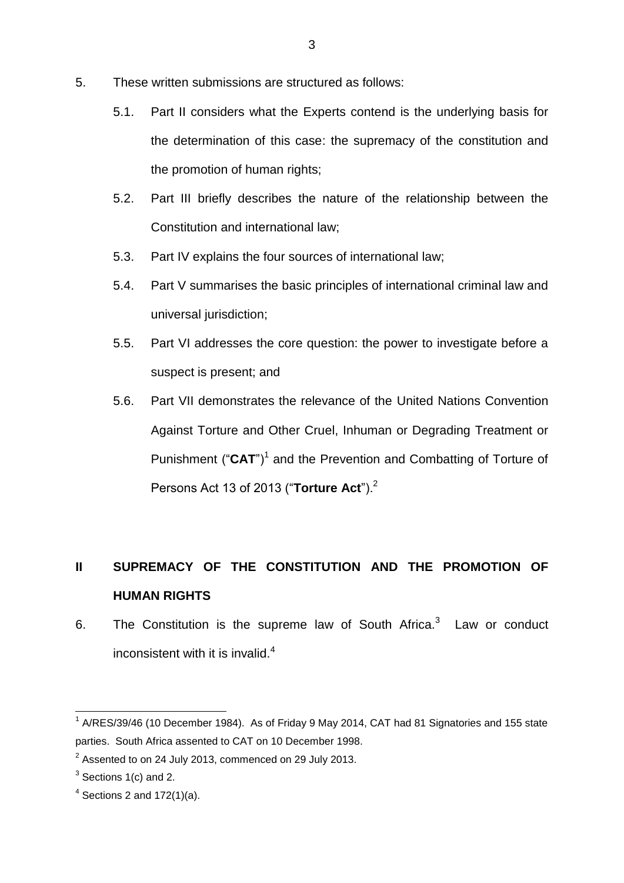5. These written submissions are structured as follows:

   5.1. Part II considers what the Experts contend is the underlying basis for the determination of this case: the supremacy of the constitution and the promotion of human rights;

   5.2. Part III briefly describes the nature of the relationship between the Constitution and international law;

   5.3. Part IV explains the four sources of international law;

   5.4. Part V summarises the basic principles of international criminal law and universal jurisdiction;

   5.5. Part VI addresses the core question: the power to investigate before a suspect is present; and

   5.6. Part VII demonstrates the relevance of the United Nations Convention Against Torture and Other Cruel, Inhuman or Degrading Treatment or Punishment ("**CAT**")[1] and the Prevention and Combatting of Torture of Persons Act 13 of 2013 ("**Torture Act**").[2]

## II SUPREMACY OF THE CONSTITUTION AND THE PROMOTION OF HUMAN RIGHTS

6. The Constitution is the supreme law of South Africa.[3] Law or conduct inconsistent with it is invalid.[4]

---

[1] A/RES/39/46 (10 December 1984). As of Friday 9 May 2014, CAT had 81 Signatories and 155 state parties. South Africa assented to CAT on 10 December 1998.

[2] Assented to on 24 July 2013, commenced on 29 July 2013.

[3] Sections 1(c) and 2.

[4] Sections 2 and 172(1)(a).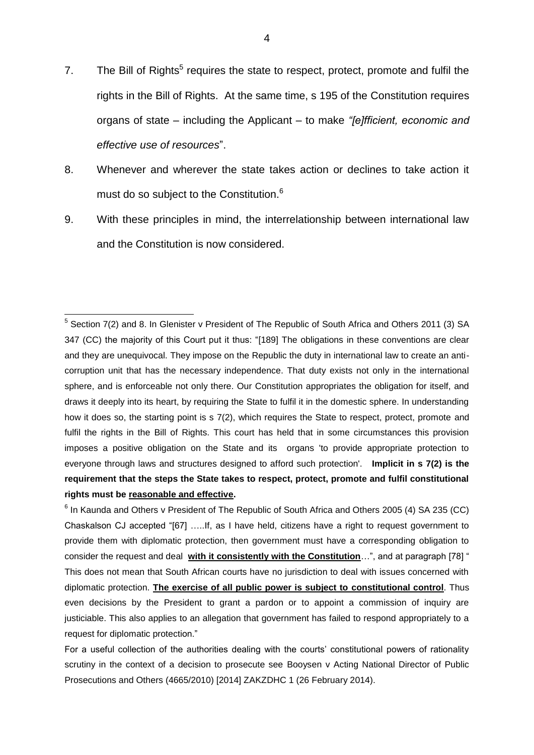7. The Bill of Rights[5] requires the state to respect, protect, promote and fulfil the rights in the Bill of Rights. At the same time, s 195 of the Constitution requires organs of state – including the Applicant – to make *"[e]fficient, economic and effective use of resources*".

8. Whenever and wherever the state takes action or declines to take action it must do so subject to the Constitution.[6]

9. With these principles in mind, the interrelationship between international law and the Constitution is now considered.

---

[5] Section 7(2) and 8. In Glenister v President of The Republic of South Africa and Others 2011 (3) SA 347 (CC) the majority of this Court put it thus: "[189] The obligations in these conventions are clear and they are unequivocal. They impose on the Republic the duty in international law to create an anti-corruption unit that has the necessary independence. That duty exists not only in the international sphere, and is enforceable not only there. Our Constitution appropriates the obligation for itself, and draws it deeply into its heart, by requiring the State to fulfil it in the domestic sphere. In understanding how it does so, the starting point is s 7(2), which requires the State to respect, protect, promote and fulfil the rights in the Bill of Rights. This court has held that in some circumstances this provision imposes a positive obligation on the State and its organs 'to provide appropriate protection to everyone through laws and structures designed to afford such protection'. **Implicit in s 7(2) is the requirement that the steps the State takes to respect, protect, promote and fulfil constitutional rights must be <u>reasonable and effective</u>.**

[6] In Kaunda and Others v President of The Republic of South Africa and Others 2005 (4) SA 235 (CC) Chaskalson CJ accepted "[67] …..If, as I have held, citizens have a right to request government to provide them with diplomatic protection, then government must have a corresponding obligation to consider the request and deal **<u>with it consistently with the Constitution</u>**…", and at paragraph [78] " This does not mean that South African courts have no jurisdiction to deal with issues concerned with diplomatic protection. **<u>The exercise of all public power is subject to constitutional control</u>**. Thus even decisions by the President to grant a pardon or to appoint a commission of inquiry are justiciable. This also applies to an allegation that government has failed to respond appropriately to a request for diplomatic protection."

For a useful collection of the authorities dealing with the courts' constitutional powers of rationality scrutiny in the context of a decision to prosecute see Booysen v Acting National Director of Public Prosecutions and Others (4665/2010) [2014] ZAKZDHC 1 (26 February 2014).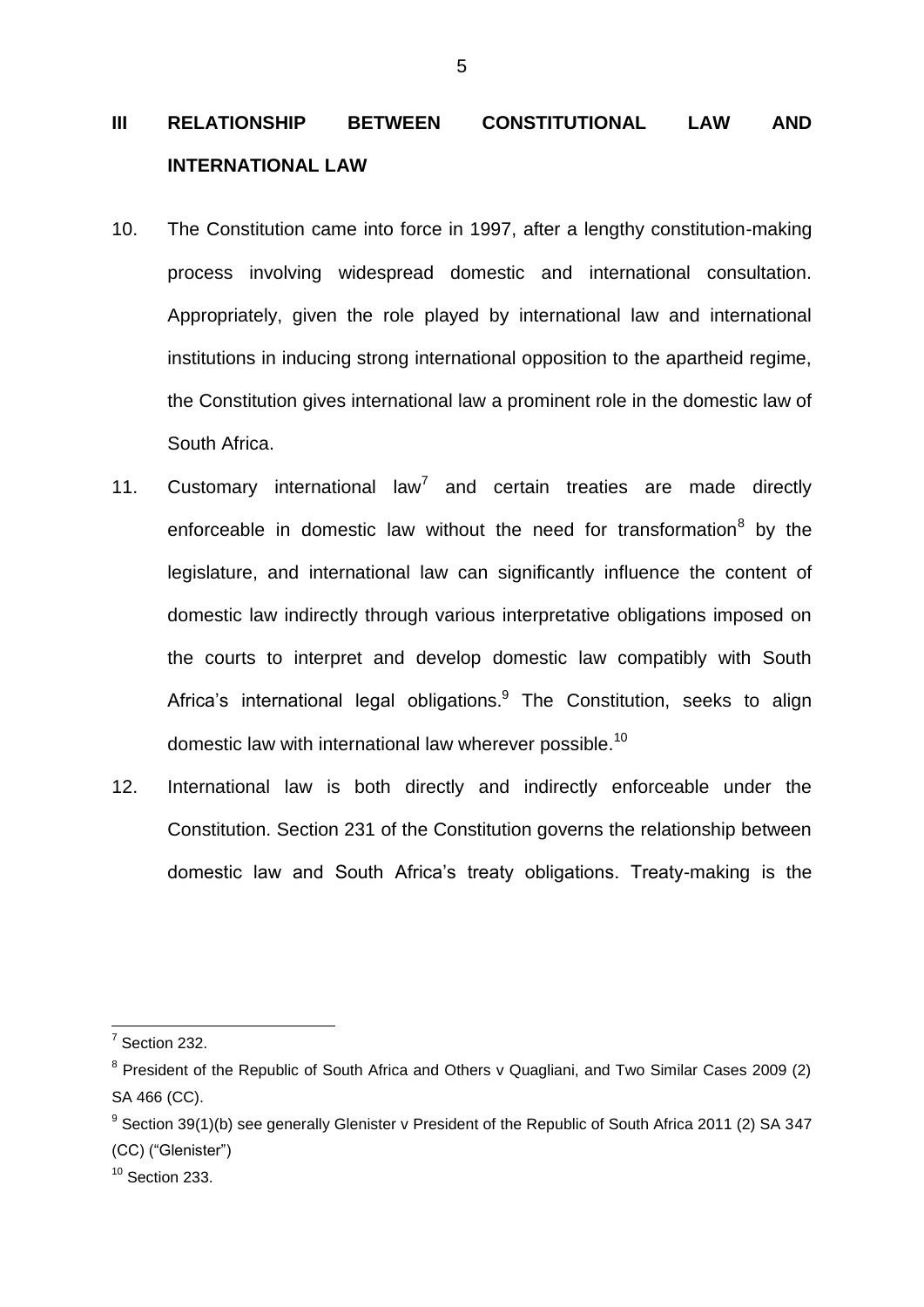## III RELATIONSHIP BETWEEN CONSTITUTIONAL LAW AND INTERNATIONAL LAW

10. The Constitution came into force in 1997, after a lengthy constitution-making process involving widespread domestic and international consultation. Appropriately, given the role played by international law and international institutions in inducing strong international opposition to the apartheid regime, the Constitution gives international law a prominent role in the domestic law of South Africa.

11. Customary international law[7] and certain treaties are made directly enforceable in domestic law without the need for transformation[8] by the legislature, and international law can significantly influence the content of domestic law indirectly through various interpretative obligations imposed on the courts to interpret and develop domestic law compatibly with South Africa's international legal obligations.[9] The Constitution, seeks to align domestic law with international law wherever possible.[10]

12. International law is both directly and indirectly enforceable under the Constitution. Section 231 of the Constitution governs the relationship between domestic law and South Africa's treaty obligations. Treaty-making is the

---

[7] Section 232.

[8] President of the Republic of South Africa and Others v Quagliani, and Two Similar Cases 2009 (2) SA 466 (CC).

[9] Section 39(1)(b) see generally Glenister v President of the Republic of South Africa 2011 (2) SA 347 (CC) ("Glenister")

[10] Section 233.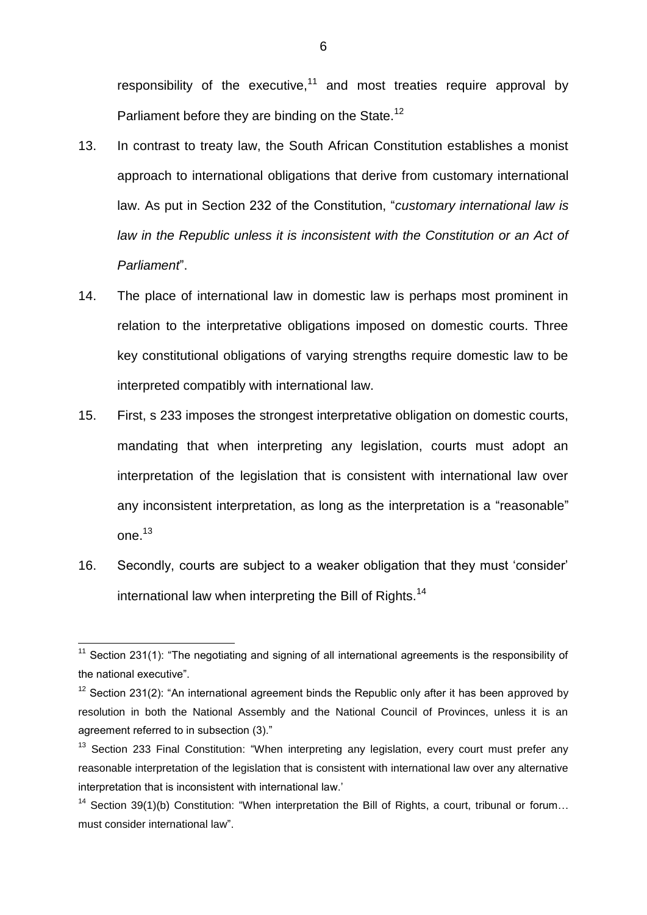responsibility of the executive,[11] and most treaties require approval by Parliament before they are binding on the State.[12]

13. In contrast to treaty law, the South African Constitution establishes a monist approach to international obligations that derive from customary international law. As put in Section 232 of the Constitution, "*customary international law is law in the Republic unless it is inconsistent with the Constitution or an Act of Parliament*".

14. The place of international law in domestic law is perhaps most prominent in relation to the interpretative obligations imposed on domestic courts. Three key constitutional obligations of varying strengths require domestic law to be interpreted compatibly with international law.

15. First, s 233 imposes the strongest interpretative obligation on domestic courts, mandating that when interpreting any legislation, courts must adopt an interpretation of the legislation that is consistent with international law over any inconsistent interpretation, as long as the interpretation is a "reasonable" one.[13]

16. Secondly, courts are subject to a weaker obligation that they must 'consider' international law when interpreting the Bill of Rights.[14]

---

[11] Section 231(1): "The negotiating and signing of all international agreements is the responsibility of the national executive".

[12] Section 231(2): "An international agreement binds the Republic only after it has been approved by resolution in both the National Assembly and the National Council of Provinces, unless it is an agreement referred to in subsection (3)."

[13] Section 233 Final Constitution: "When interpreting any legislation, every court must prefer any reasonable interpretation of the legislation that is consistent with international law over any alternative interpretation that is inconsistent with international law.'

[14] Section 39(1)(b) Constitution: "When interpretation the Bill of Rights, a court, tribunal or forum… must consider international law".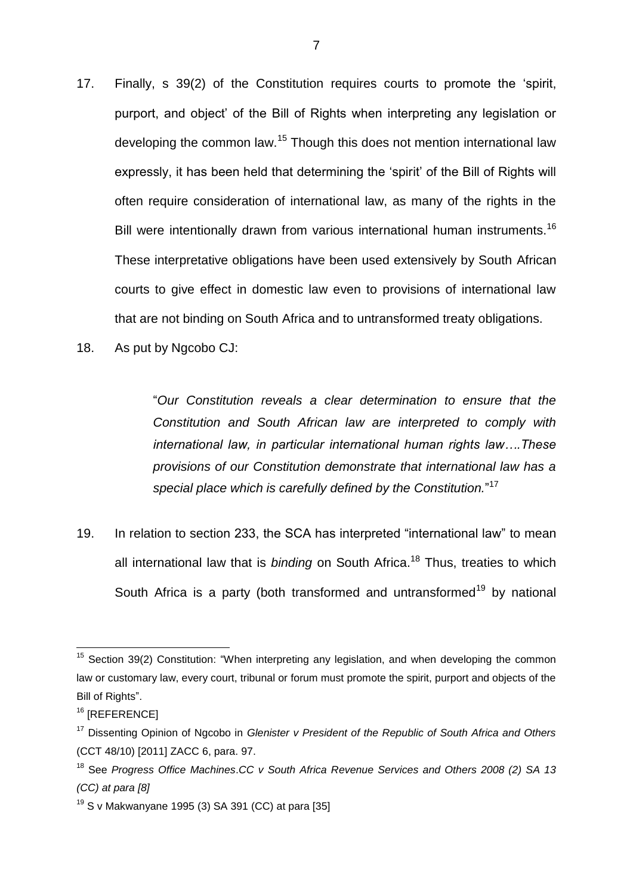17. Finally, s 39(2) of the Constitution requires courts to promote the 'spirit, purport, and object' of the Bill of Rights when interpreting any legislation or developing the common law.[15] Though this does not mention international law expressly, it has been held that determining the 'spirit' of the Bill of Rights will often require consideration of international law, as many of the rights in the Bill were intentionally drawn from various international human instruments.[16] These interpretative obligations have been used extensively by South African courts to give effect in domestic law even to provisions of international law that are not binding on South Africa and to untransformed treaty obligations.

18. As put by Ngcobo CJ:

> "*Our Constitution reveals a clear determination to ensure that the Constitution and South African law are interpreted to comply with international law, in particular international human rights law….These provisions of our Constitution demonstrate that international law has a special place which is carefully defined by the Constitution.*"[17]

19. In relation to section 233, the SCA has interpreted "international law" to mean all international law that is *binding* on South Africa.[18] Thus, treaties to which South Africa is a party (both transformed and untransformed[19] by national

---

[15] Section 39(2) Constitution: "When interpreting any legislation, and when developing the common law or customary law, every court, tribunal or forum must promote the spirit, purport and objects of the Bill of Rights".

[16] [REFERENCE]

[17] Dissenting Opinion of Ngcobo in *Glenister v President of the Republic of South Africa and Others* (CCT 48/10) [2011] ZACC 6, para. 97.

[18] See *Progress Office Machines.CC v South Africa Revenue Services and Others 2008 (2) SA 13 (CC) at para [8]*

[19] S v Makwanyane 1995 (3) SA 391 (CC) at para [35]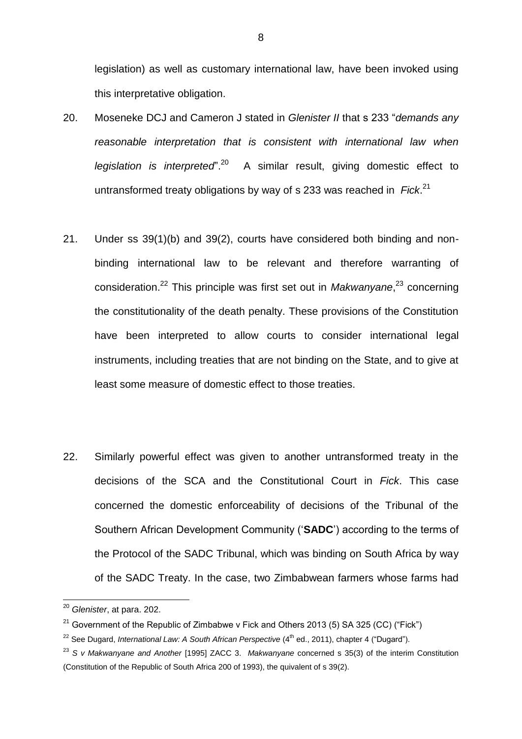legislation) as well as customary international law, have been invoked using this interpretative obligation.

20. Moseneke DCJ and Cameron J stated in *Glenister II* that s 233 "*demands any reasonable interpretation that is consistent with international law when legislation is interpreted*".[20] A similar result, giving domestic effect to untransformed treaty obligations by way of s 233 was reached in *Fick*.[21]

21. Under ss 39(1)(b) and 39(2), courts have considered both binding and non-binding international law to be relevant and therefore warranting of consideration.[22] This principle was first set out in *Makwanyane*,[23] concerning the constitutionality of the death penalty. These provisions of the Constitution have been interpreted to allow courts to consider international legal instruments, including treaties that are not binding on the State, and to give at least some measure of domestic effect to those treaties.

22. Similarly powerful effect was given to another untransformed treaty in the decisions of the SCA and the Constitutional Court in *Fick*. This case concerned the domestic enforceability of decisions of the Tribunal of the Southern African Development Community ('**SADC**') according to the terms of the Protocol of the SADC Tribunal, which was binding on South Africa by way of the SADC Treaty. In the case, two Zimbabwean farmers whose farms had

---

[20] *Glenister*, at para. 202.

[21] Government of the Republic of Zimbabwe v Fick and Others 2013 (5) SA 325 (CC) ("Fick")

[22] See Dugard, *International Law: A South African Perspective* (4th ed., 2011), chapter 4 ("Dugard").

[23] *S v Makwanyane and Another* [1995] ZACC 3. *Makwanyane* concerned s 35(3) of the interim Constitution (Constitution of the Republic of South Africa 200 of 1993), the quivalent of s 39(2).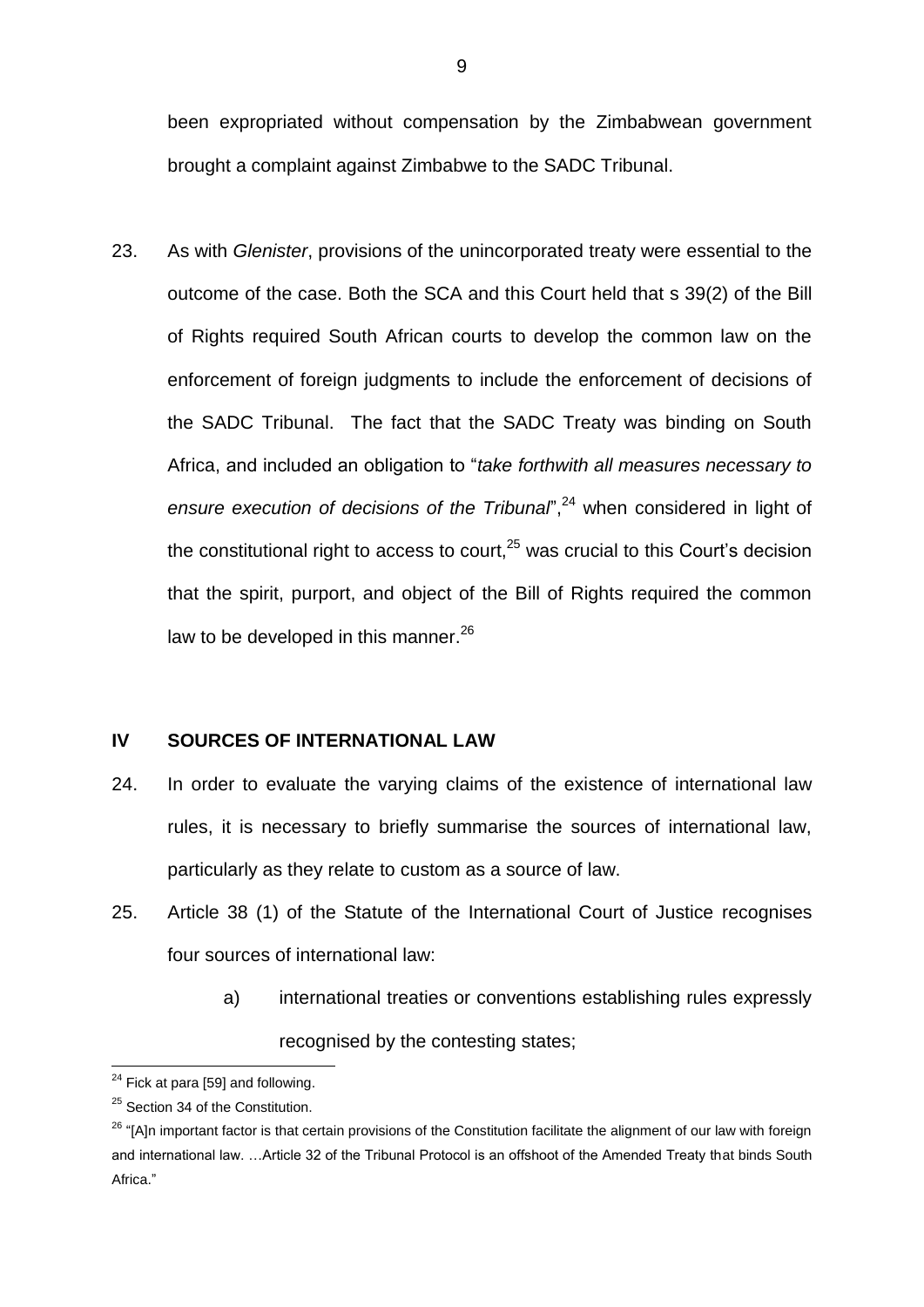been expropriated without compensation by the Zimbabwean government brought a complaint against Zimbabwe to the SADC Tribunal.

23. As with *Glenister*, provisions of the unincorporated treaty were essential to the outcome of the case. Both the SCA and this Court held that s 39(2) of the Bill of Rights required South African courts to develop the common law on the enforcement of foreign judgments to include the enforcement of decisions of the SADC Tribunal. The fact that the SADC Treaty was binding on South Africa, and included an obligation to "*take forthwith all measures necessary to ensure execution of decisions of the Tribunal*",[24] when considered in light of the constitutional right to access to court,[25] was crucial to this Court's decision that the spirit, purport, and object of the Bill of Rights required the common law to be developed in this manner.[26]

## IV SOURCES OF INTERNATIONAL LAW

24. In order to evaluate the varying claims of the existence of international law rules, it is necessary to briefly summarise the sources of international law, particularly as they relate to custom as a source of law.

25. Article 38 (1) of the Statute of the International Court of Justice recognises four sources of international law:

    a) international treaties or conventions establishing rules expressly recognised by the contesting states;

---

[24] Fick at para [59] and following.

[25] Section 34 of the Constitution.

[26] "[A]n important factor is that certain provisions of the Constitution facilitate the alignment of our law with foreign and international law. …Article 32 of the Tribunal Protocol is an offshoot of the Amended Treaty that binds South Africa."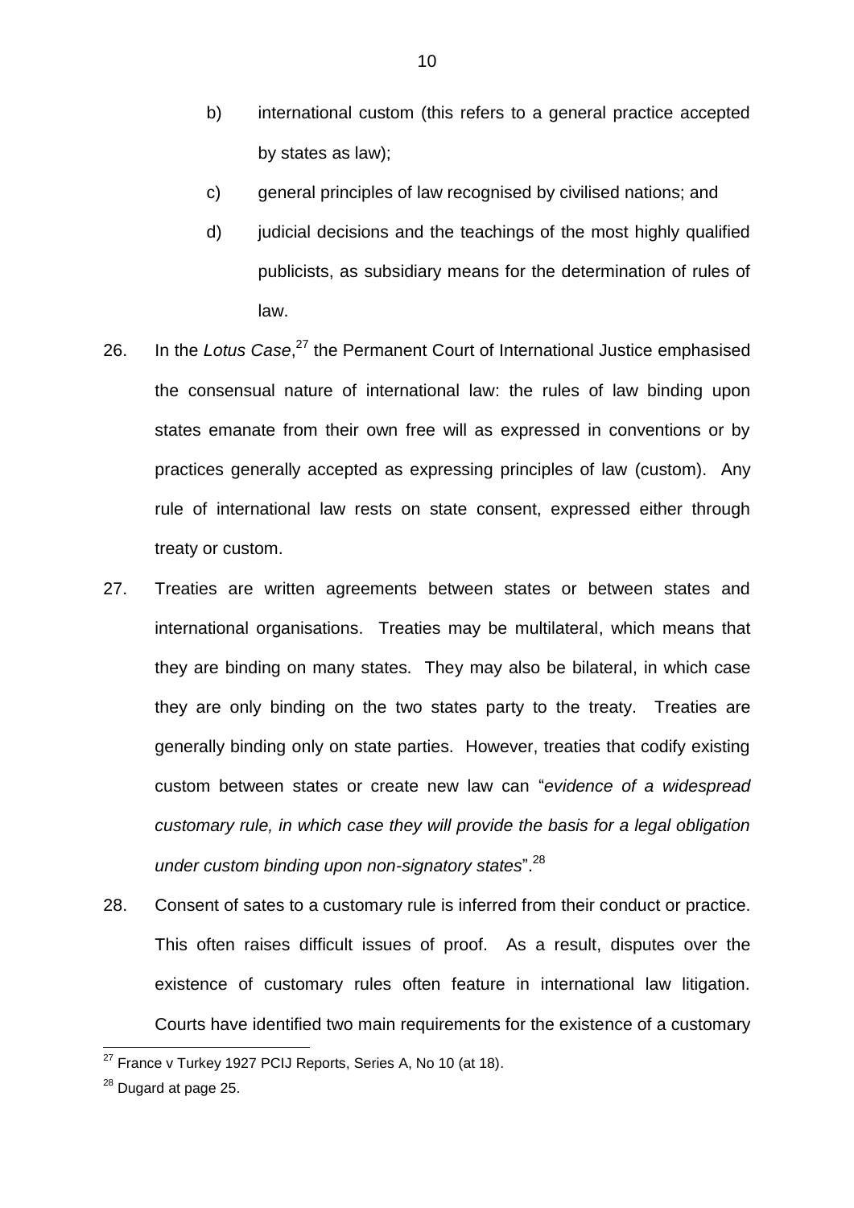b) international custom (this refers to a general practice accepted by states as law);

c) general principles of law recognised by civilised nations; and

d) judicial decisions and the teachings of the most highly qualified publicists, as subsidiary means for the determination of rules of law.

26. In the *Lotus Case*,[27] the Permanent Court of International Justice emphasised the consensual nature of international law: the rules of law binding upon states emanate from their own free will as expressed in conventions or by practices generally accepted as expressing principles of law (custom). Any rule of international law rests on state consent, expressed either through treaty or custom.

27. Treaties are written agreements between states or between states and international organisations. Treaties may be multilateral, which means that they are binding on many states. They may also be bilateral, in which case they are only binding on the two states party to the treaty. Treaties are generally binding only on state parties. However, treaties that codify existing custom between states or create new law can "*evidence of a widespread customary rule, in which case they will provide the basis for a legal obligation under custom binding upon non-signatory states*".[28]

28. Consent of sates to a customary rule is inferred from their conduct or practice. This often raises difficult issues of proof. As a result, disputes over the existence of customary rules often feature in international law litigation. Courts have identified two main requirements for the existence of a customary

---

[27] France v Turkey 1927 PCIJ Reports, Series A, No 10 (at 18).

[28] Dugard at page 25.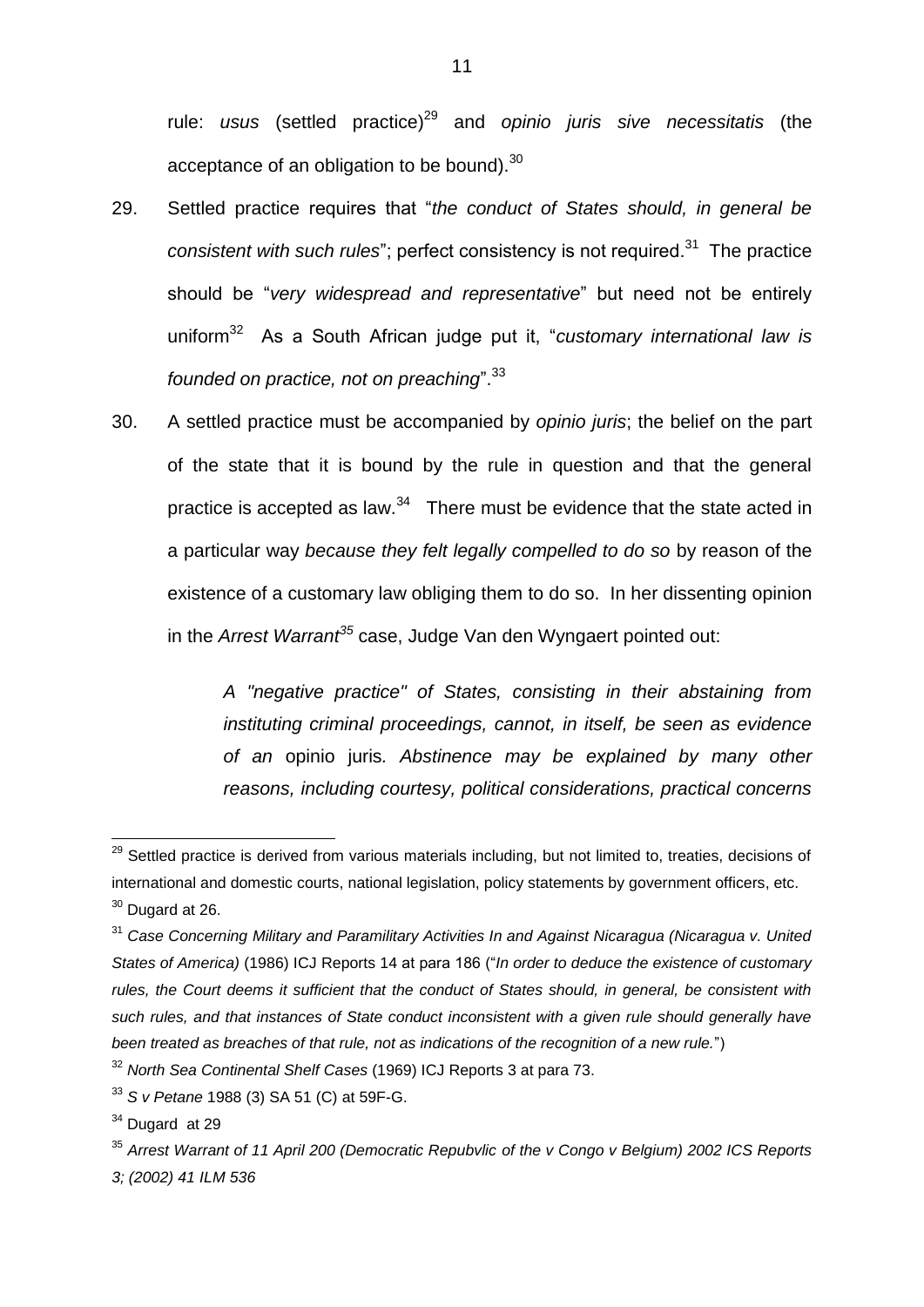rule: *usus* (settled practice)[29] and *opinio juris sive necessitatis* (the acceptance of an obligation to be bound).[30]

29. Settled practice requires that "*the conduct of States should, in general be consistent with such rules*"; perfect consistency is not required.[31] The practice should be "*very widespread and representative*" but need not be entirely uniform[32] As a South African judge put it, "*customary international law is founded on practice, not on preaching*".[33]

30. A settled practice must be accompanied by *opinio juris*; the belief on the part of the state that it is bound by the rule in question and that the general practice is accepted as law.[34] There must be evidence that the state acted in a particular way *because they felt legally compelled to do so* by reason of the existence of a customary law obliging them to do so. In her dissenting opinion in the *Arrest Warrant*[35] case, Judge Van den Wyngaert pointed out:

> *A "negative practice" of States, consisting in their abstaining from instituting criminal proceedings, cannot, in itself, be seen as evidence of an* opinio juris*. Abstinence may be explained by many other reasons, including courtesy, political considerations, practical concerns*

---

[29] Settled practice is derived from various materials including, but not limited to, treaties, decisions of international and domestic courts, national legislation, policy statements by government officers, etc.

[30] Dugard at 26.

[31] *Case Concerning Military and Paramilitary Activities In and Against Nicaragua (Nicaragua v. United States of America)* (1986) ICJ Reports 14 at para 186 ("*In order to deduce the existence of customary rules, the Court deems it sufficient that the conduct of States should, in general, be consistent with such rules, and that instances of State conduct inconsistent with a given rule should generally have been treated as breaches of that rule, not as indications of the recognition of a new rule.*")

[32] *North Sea Continental Shelf Cases* (1969) ICJ Reports 3 at para 73.

[33] *S v Petane* 1988 (3) SA 51 (C) at 59F-G.

[34] Dugard at 29

[35] *Arrest Warrant of 11 April 200 (Democratic Repubvlic of the v Congo v Belgium) 2002 ICS Reports 3; (2002) 41 ILM 536*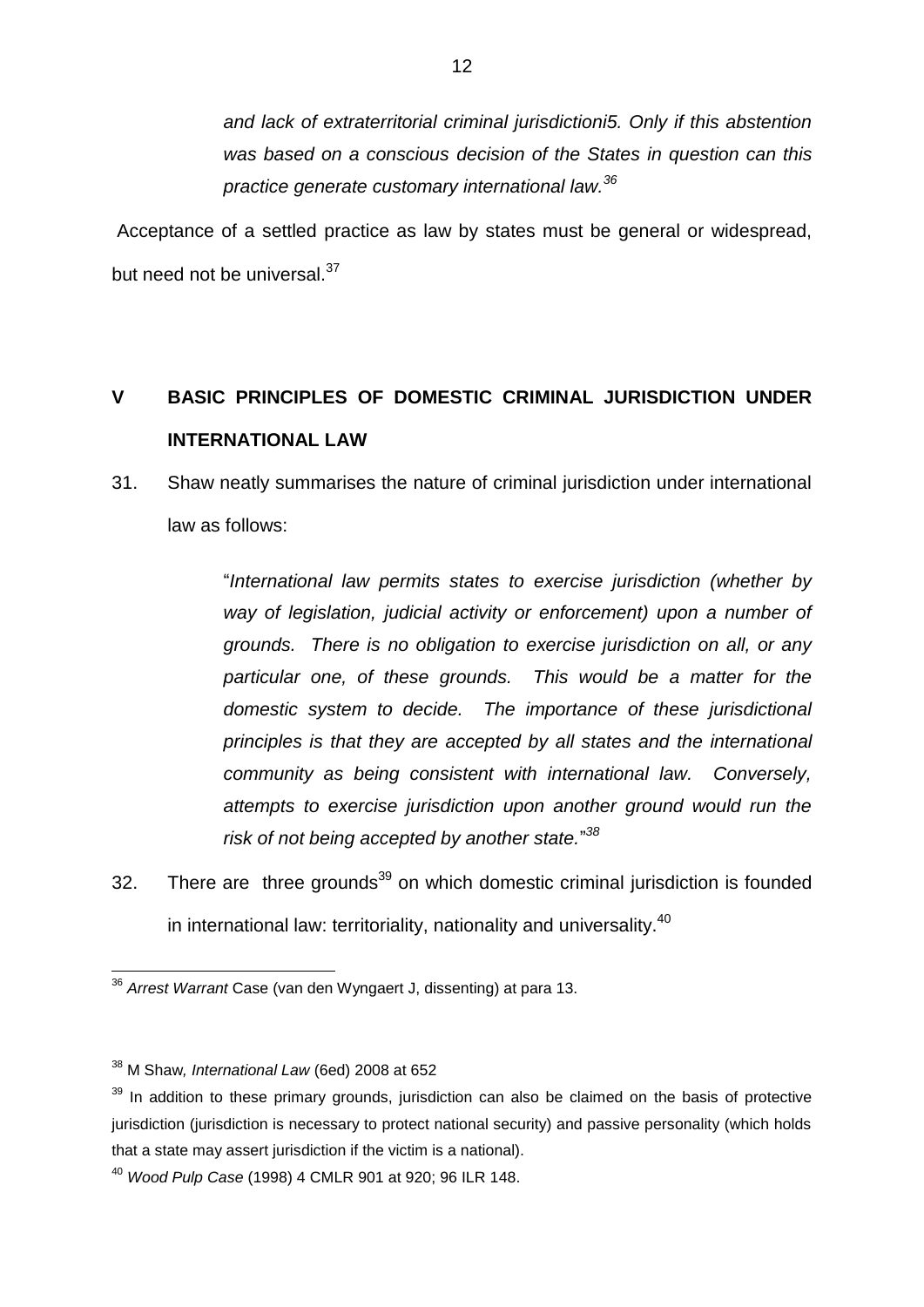> *and lack of extraterritorial criminal jurisdictioni5. Only if this abstention was based on a conscious decision of the States in question can this practice generate customary international law.*[36]

Acceptance of a settled practice as law by states must be general or widespread, but need not be universal.[37]

## V BASIC PRINCIPLES OF DOMESTIC CRIMINAL JURISDICTION UNDER INTERNATIONAL LAW

31. Shaw neatly summarises the nature of criminal jurisdiction under international law as follows:

> "*International law permits states to exercise jurisdiction (whether by way of legislation, judicial activity or enforcement) upon a number of grounds. There is no obligation to exercise jurisdiction on all, or any particular one, of these grounds. This would be a matter for the domestic system to decide. The importance of these jurisdictional principles is that they are accepted by all states and the international community as being consistent with international law. Conversely, attempts to exercise jurisdiction upon another ground would run the risk of not being accepted by another state.*"[38]

32. There are three grounds[39] on which domestic criminal jurisdiction is founded in international law: territoriality, nationality and universality.[40]

---

[36] *Arrest Warrant* Case (van den Wyngaert J, dissenting) at para 13.

[38] M Shaw, *International Law* (6ed) 2008 at 652

[39] In addition to these primary grounds, jurisdiction can also be claimed on the basis of protective jurisdiction (jurisdiction is necessary to protect national security) and passive personality (which holds that a state may assert jurisdiction if the victim is a national).

[40] *Wood Pulp Case* (1998) 4 CMLR 901 at 920; 96 ILR 148.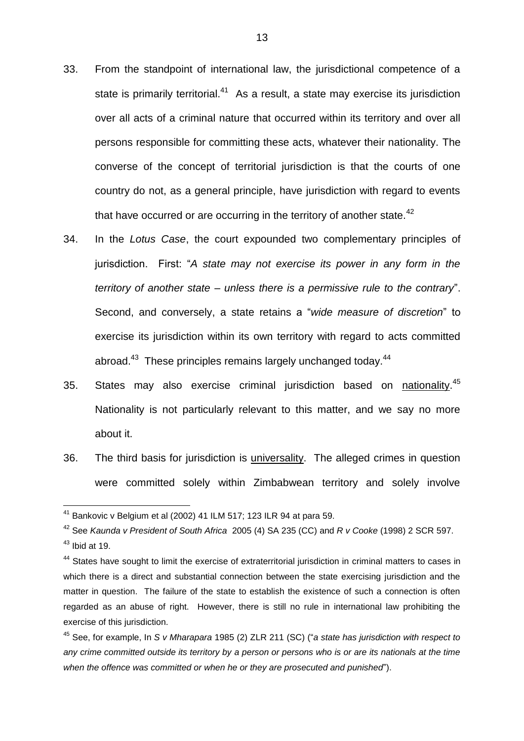33. From the standpoint of international law, the jurisdictional competence of a state is primarily territorial.[41] As a result, a state may exercise its jurisdiction over all acts of a criminal nature that occurred within its territory and over all persons responsible for committing these acts, whatever their nationality. The converse of the concept of territorial jurisdiction is that the courts of one country do not, as a general principle, have jurisdiction with regard to events that have occurred or are occurring in the territory of another state.[42]

34. In the *Lotus Case*, the court expounded two complementary principles of jurisdiction. First: "*A state may not exercise its power in any form in the territory of another state – unless there is a permissive rule to the contrary*". Second, and conversely, a state retains a "*wide measure of discretion*" to exercise its jurisdiction within its own territory with regard to acts committed abroad.[43] These principles remains largely unchanged today.[44]

35. States may also exercise criminal jurisdiction based on <u>nationality</u>.[45] Nationality is not particularly relevant to this matter, and we say no more about it.

36. The third basis for jurisdiction is <u>universality</u>. The alleged crimes in question were committed solely within Zimbabwean territory and solely involve

---

[41] Bankovic v Belgium et al (2002) 41 ILM 517; 123 ILR 94 at para 59.

[42] See *Kaunda v President of South Africa* 2005 (4) SA 235 (CC) and *R v Cooke* (1998) 2 SCR 597.

[43] Ibid at 19.

[44] States have sought to limit the exercise of extraterritorial jurisdiction in criminal matters to cases in which there is a direct and substantial connection between the state exercising jurisdiction and the matter in question. The failure of the state to establish the existence of such a connection is often regarded as an abuse of right. However, there is still no rule in international law prohibiting the exercise of this jurisdiction.

[45] See, for example, In *S v Mharapara* 1985 (2) ZLR 211 (SC) ("*a state has jurisdiction with respect to any crime committed outside its territory by a person or persons who is or are its nationals at the time when the offence was committed or when he or they are prosecuted and punished*").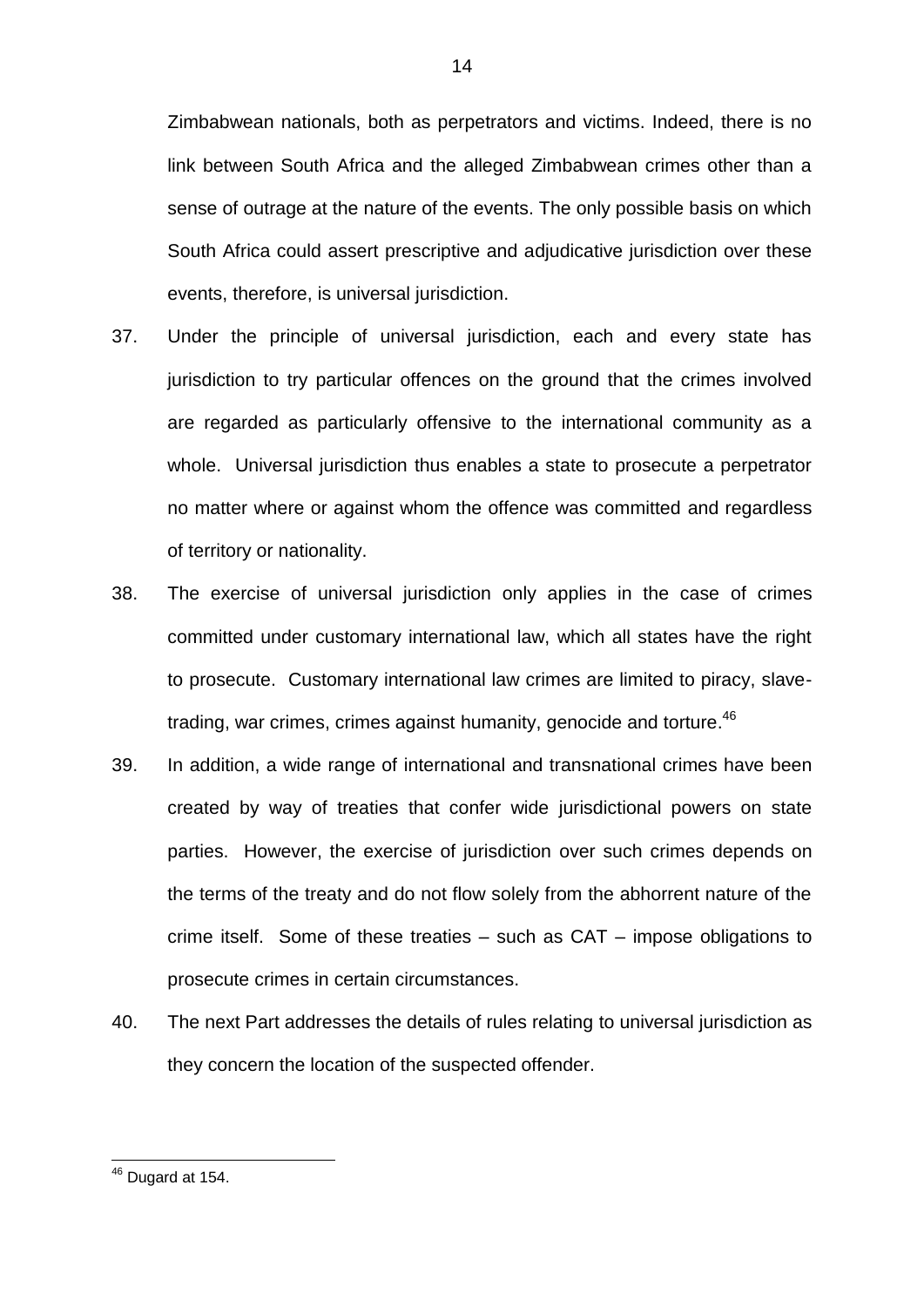Zimbabwean nationals, both as perpetrators and victims. Indeed, there is no link between South Africa and the alleged Zimbabwean crimes other than a sense of outrage at the nature of the events. The only possible basis on which South Africa could assert prescriptive and adjudicative jurisdiction over these events, therefore, is universal jurisdiction.

37. Under the principle of universal jurisdiction, each and every state has jurisdiction to try particular offences on the ground that the crimes involved are regarded as particularly offensive to the international community as a whole. Universal jurisdiction thus enables a state to prosecute a perpetrator no matter where or against whom the offence was committed and regardless of territory or nationality.

38. The exercise of universal jurisdiction only applies in the case of crimes committed under customary international law, which all states have the right to prosecute. Customary international law crimes are limited to piracy, slave-trading, war crimes, crimes against humanity, genocide and torture.[46]

39. In addition, a wide range of international and transnational crimes have been created by way of treaties that confer wide jurisdictional powers on state parties. However, the exercise of jurisdiction over such crimes depends on the terms of the treaty and do not flow solely from the abhorrent nature of the crime itself. Some of these treaties – such as CAT – impose obligations to prosecute crimes in certain circumstances.

40. The next Part addresses the details of rules relating to universal jurisdiction as they concern the location of the suspected offender.

---

[46] Dugard at 154.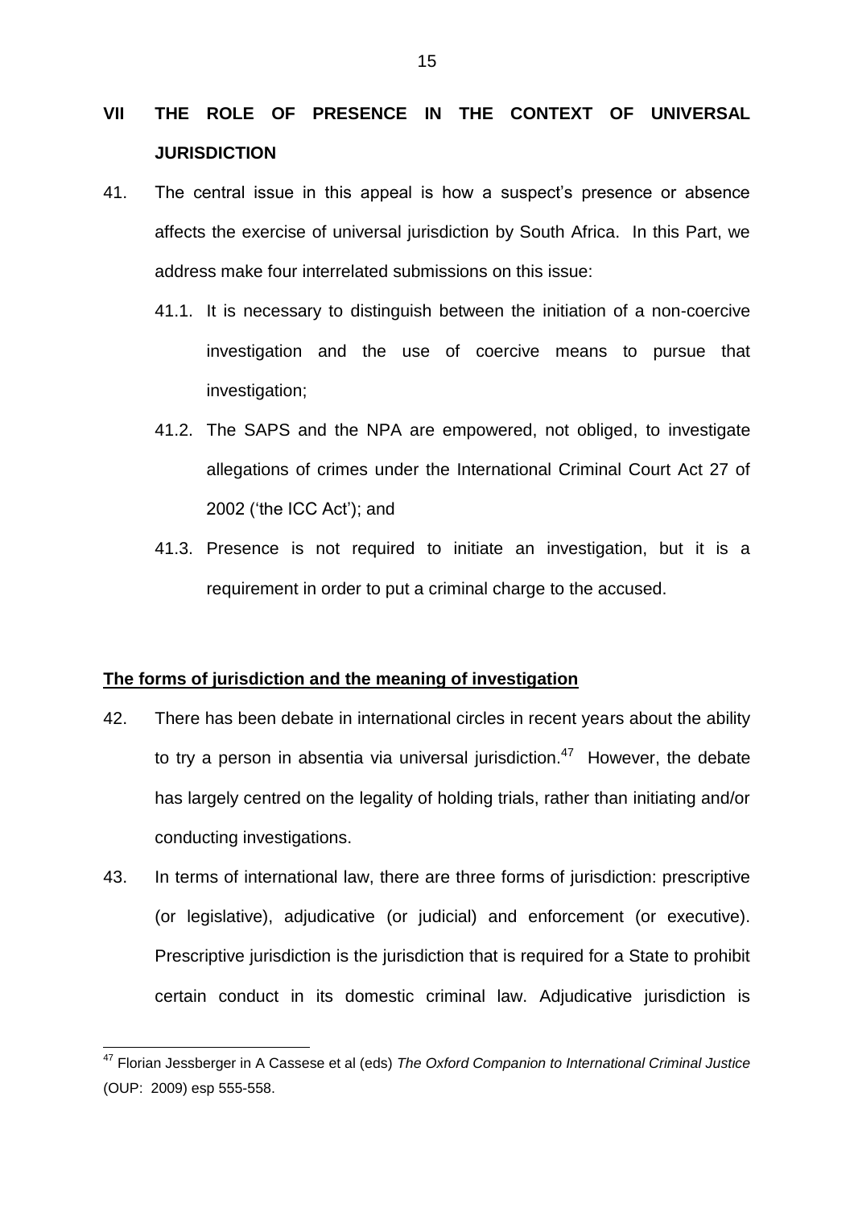## VII THE ROLE OF PRESENCE IN THE CONTEXT OF UNIVERSAL JURISDICTION

41. The central issue in this appeal is how a suspect's presence or absence affects the exercise of universal jurisdiction by South Africa. In this Part, we address make four interrelated submissions on this issue:

    41.1. It is necessary to distinguish between the initiation of a non-coercive investigation and the use of coercive means to pursue that investigation;

    41.2. The SAPS and the NPA are empowered, not obliged, to investigate allegations of crimes under the International Criminal Court Act 27 of 2002 ('the ICC Act'); and

    41.3. Presence is not required to initiate an investigation, but it is a requirement in order to put a criminal charge to the accused.

### <u>The forms of jurisdiction and the meaning of investigation</u>

42. There has been debate in international circles in recent years about the ability to try a person in absentia via universal jurisdiction.[47] However, the debate has largely centred on the legality of holding trials, rather than initiating and/or conducting investigations.

43. In terms of international law, there are three forms of jurisdiction: prescriptive (or legislative), adjudicative (or judicial) and enforcement (or executive). Prescriptive jurisdiction is the jurisdiction that is required for a State to prohibit certain conduct in its domestic criminal law. Adjudicative jurisdiction is

---

[47] Florian Jessberger in A Cassese et al (eds) *The Oxford Companion to International Criminal Justice* (OUP: 2009) esp 555-558.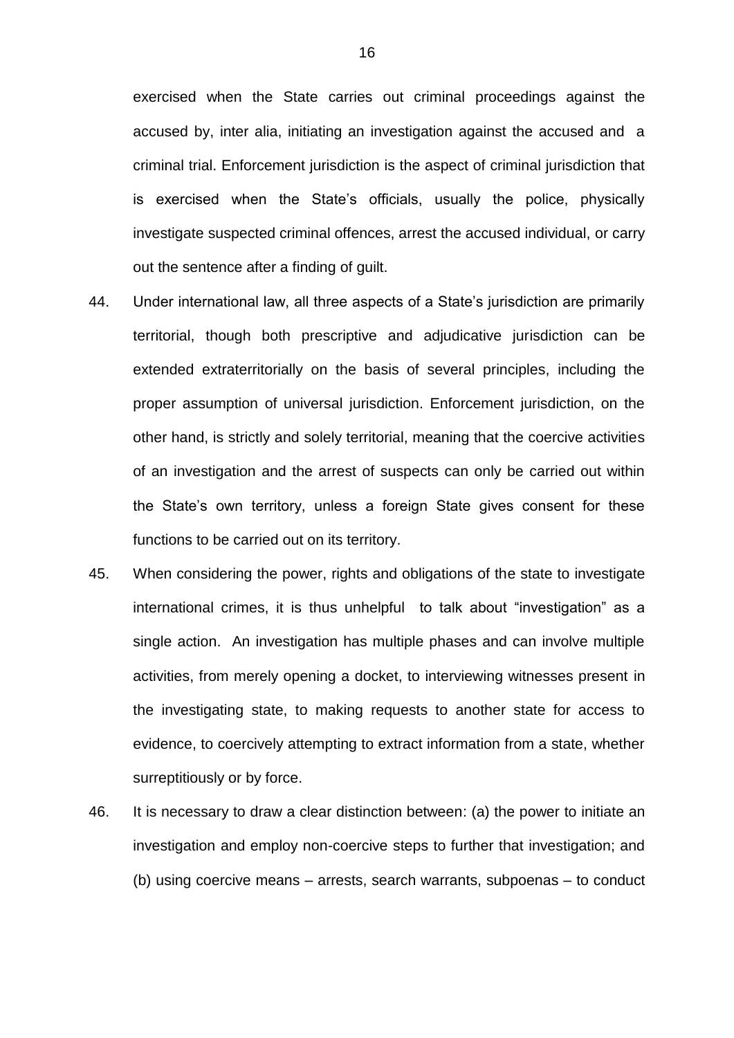exercised when the State carries out criminal proceedings against the accused by, inter alia, initiating an investigation against the accused and a criminal trial. Enforcement jurisdiction is the aspect of criminal jurisdiction that is exercised when the State's officials, usually the police, physically investigate suspected criminal offences, arrest the accused individual, or carry out the sentence after a finding of guilt.

44. Under international law, all three aspects of a State's jurisdiction are primarily territorial, though both prescriptive and adjudicative jurisdiction can be extended extraterritorially on the basis of several principles, including the proper assumption of universal jurisdiction. Enforcement jurisdiction, on the other hand, is strictly and solely territorial, meaning that the coercive activities of an investigation and the arrest of suspects can only be carried out within the State's own territory, unless a foreign State gives consent for these functions to be carried out on its territory.

45. When considering the power, rights and obligations of the state to investigate international crimes, it is thus unhelpful to talk about "investigation" as a single action. An investigation has multiple phases and can involve multiple activities, from merely opening a docket, to interviewing witnesses present in the investigating state, to making requests to another state for access to evidence, to coercively attempting to extract information from a state, whether surreptitiously or by force.

46. It is necessary to draw a clear distinction between: (a) the power to initiate an investigation and employ non-coercive steps to further that investigation; and (b) using coercive means – arrests, search warrants, subpoenas – to conduct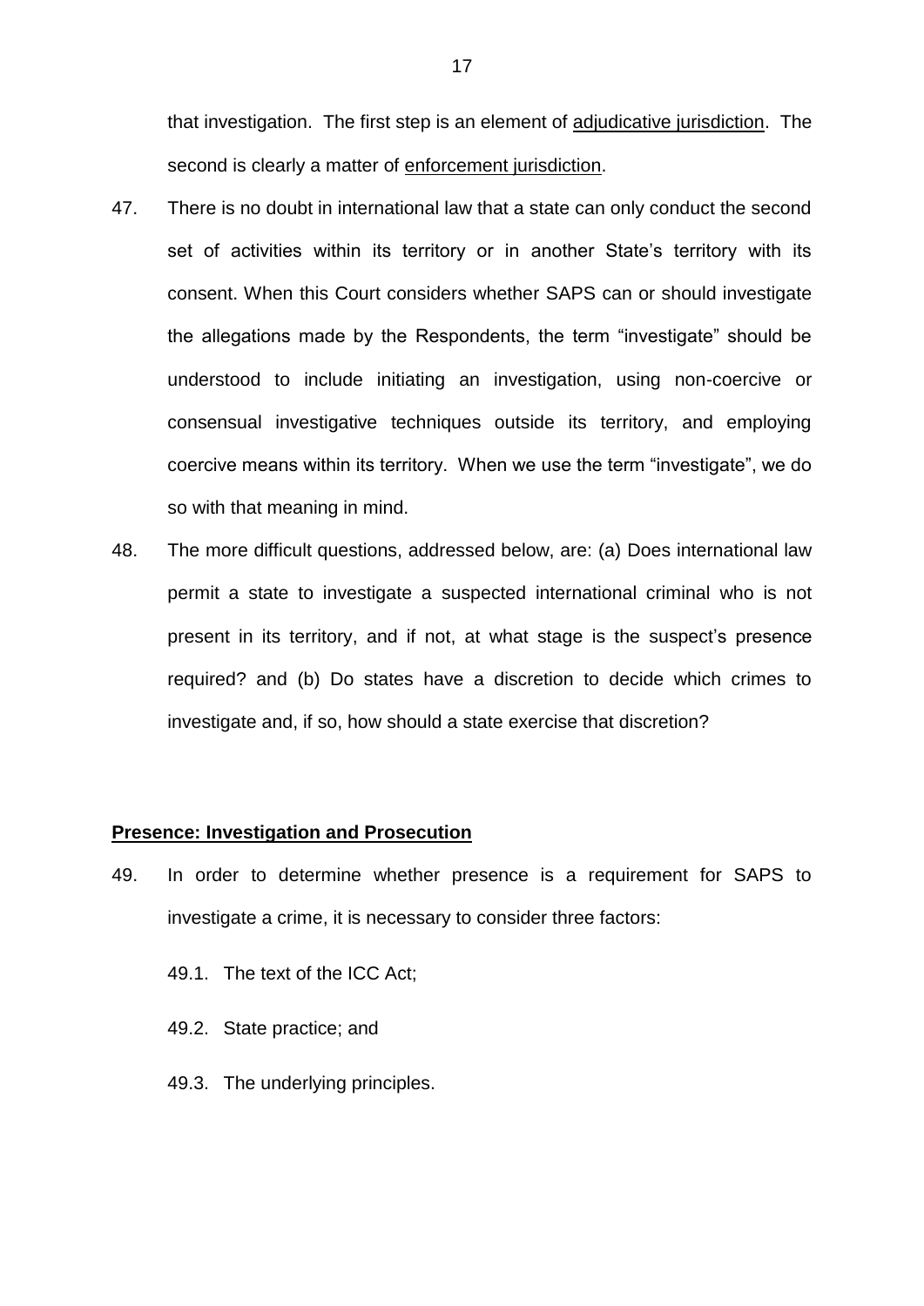that investigation. The first step is an element of adjudicative jurisdiction. The second is clearly a matter of enforcement jurisdiction.

47. There is no doubt in international law that a state can only conduct the second set of activities within its territory or in another State's territory with its consent. When this Court considers whether SAPS can or should investigate the allegations made by the Respondents, the term "investigate" should be understood to include initiating an investigation, using non-coercive or consensual investigative techniques outside its territory, and employing coercive means within its territory. When we use the term "investigate", we do so with that meaning in mind.

48. The more difficult questions, addressed below, are: (a) Does international law permit a state to investigate a suspected international criminal who is not present in its territory, and if not, at what stage is the suspect's presence required? and (b) Do states have a discretion to decide which crimes to investigate and, if so, how should a state exercise that discretion?

**Presence: Investigation and Prosecution**

49. In order to determine whether presence is a requirement for SAPS to investigate a crime, it is necessary to consider three factors:

    49.1. The text of the ICC Act;

    49.2. State practice; and

    49.3. The underlying principles.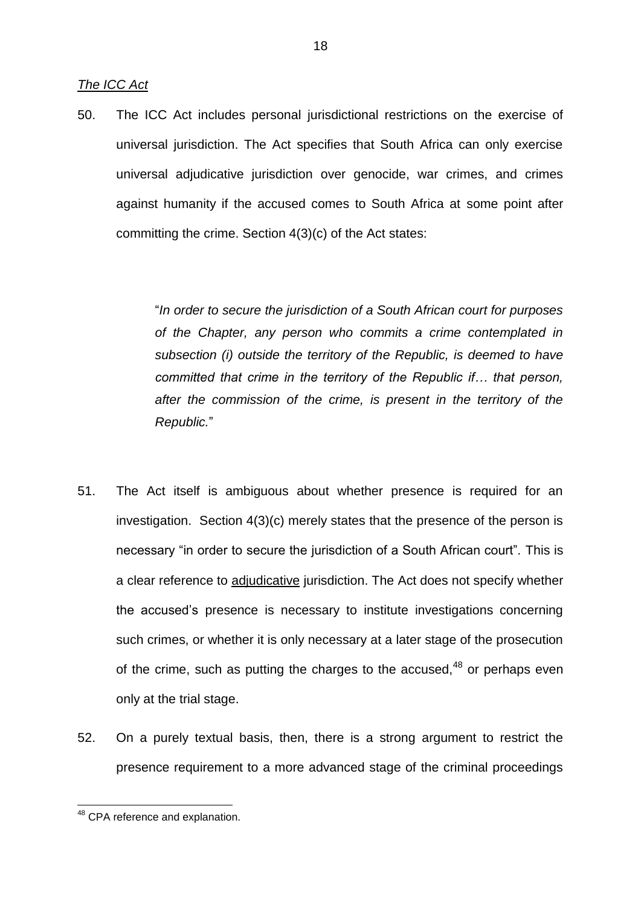*The ICC Act*

50. The ICC Act includes personal jurisdictional restrictions on the exercise of universal jurisdiction. The Act specifies that South Africa can only exercise universal adjudicative jurisdiction over genocide, war crimes, and crimes against humanity if the accused comes to South Africa at some point after committing the crime. Section 4(3)(c) of the Act states:

> "*In order to secure the jurisdiction of a South African court for purposes of the Chapter, any person who commits a crime contemplated in subsection (i) outside the territory of the Republic, is deemed to have committed that crime in the territory of the Republic if… that person, after the commission of the crime, is present in the territory of the Republic.*"

51. The Act itself is ambiguous about whether presence is required for an investigation. Section 4(3)(c) merely states that the presence of the person is necessary "in order to secure the jurisdiction of a South African court". This is a clear reference to <u>adjudicative</u> jurisdiction. The Act does not specify whether the accused's presence is necessary to institute investigations concerning such crimes, or whether it is only necessary at a later stage of the prosecution of the crime, such as putting the charges to the accused,[48] or perhaps even only at the trial stage.

52. On a purely textual basis, then, there is a strong argument to restrict the presence requirement to a more advanced stage of the criminal proceedings

[48] CPA reference and explanation.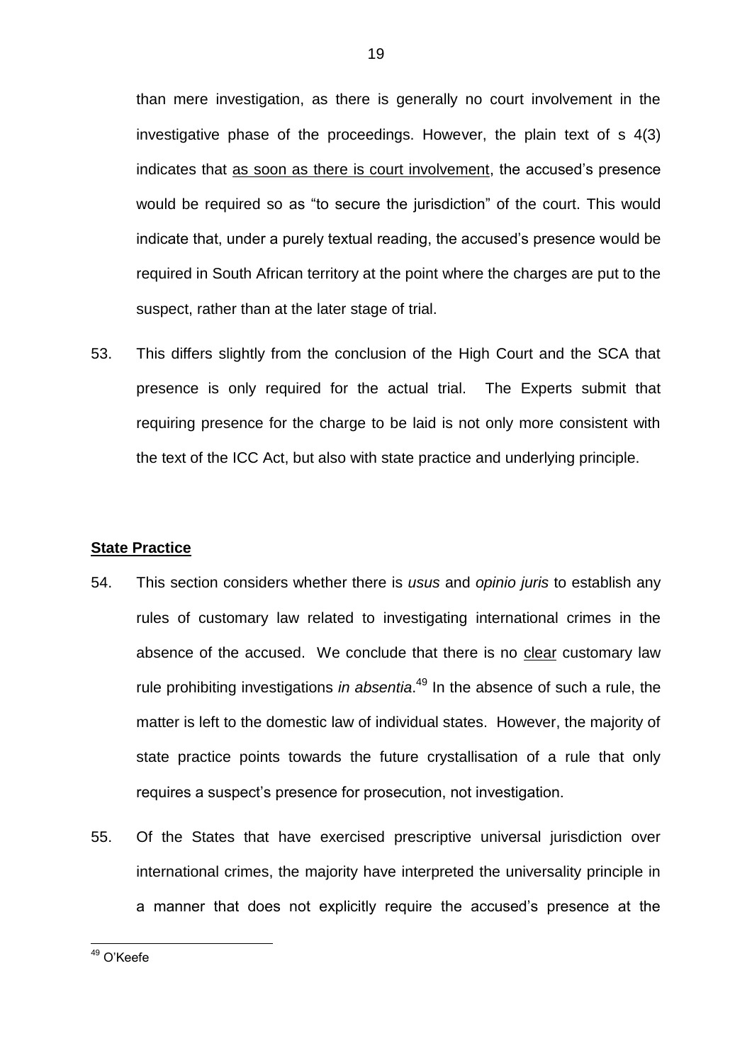than mere investigation, as there is generally no court involvement in the investigative phase of the proceedings. However, the plain text of s 4(3) indicates that <u>as soon as there is court involvement</u>, the accused's presence would be required so as "to secure the jurisdiction" of the court. This would indicate that, under a purely textual reading, the accused's presence would be required in South African territory at the point where the charges are put to the suspect, rather than at the later stage of trial.

53. This differs slightly from the conclusion of the High Court and the SCA that presence is only required for the actual trial. The Experts submit that requiring presence for the charge to be laid is not only more consistent with the text of the ICC Act, but also with state practice and underlying principle.

**<u>State Practice</u>**

54. This section considers whether there is *usus* and *opinio juris* to establish any rules of customary law related to investigating international crimes in the absence of the accused. We conclude that there is no <u>clear</u> customary law rule prohibiting investigations *in absentia*.[49] In the absence of such a rule, the matter is left to the domestic law of individual states. However, the majority of state practice points towards the future crystallisation of a rule that only requires a suspect's presence for prosecution, not investigation.

55. Of the States that have exercised prescriptive universal jurisdiction over international crimes, the majority have interpreted the universality principle in a manner that does not explicitly require the accused's presence at the

[49] O'Keefe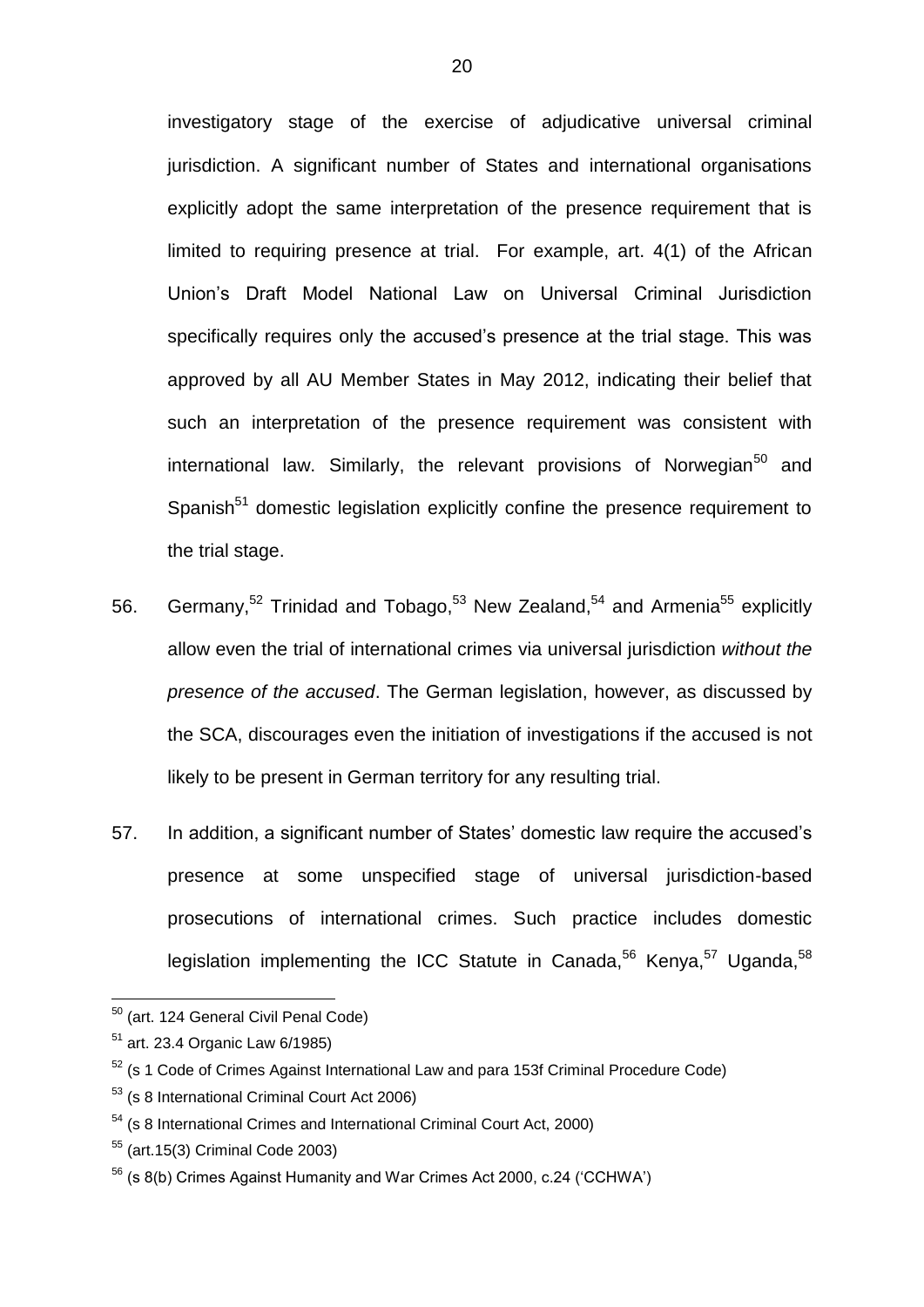investigatory stage of the exercise of adjudicative universal criminal jurisdiction. A significant number of States and international organisations explicitly adopt the same interpretation of the presence requirement that is limited to requiring presence at trial. For example, art. 4(1) of the African Union's Draft Model National Law on Universal Criminal Jurisdiction specifically requires only the accused's presence at the trial stage. This was approved by all AU Member States in May 2012, indicating their belief that such an interpretation of the presence requirement was consistent with international law. Similarly, the relevant provisions of Norwegian[50] and Spanish[51] domestic legislation explicitly confine the presence requirement to the trial stage.

56. Germany,[52] Trinidad and Tobago,[53] New Zealand,[54] and Armenia[55] explicitly allow even the trial of international crimes via universal jurisdiction *without the presence of the accused*. The German legislation, however, as discussed by the SCA, discourages even the initiation of investigations if the accused is not likely to be present in German territory for any resulting trial.

57. In addition, a significant number of States' domestic law require the accused's presence at some unspecified stage of universal jurisdiction-based prosecutions of international crimes. Such practice includes domestic legislation implementing the ICC Statute in Canada,[56] Kenya,[57] Uganda,[58]

---

[50] (art. 124 General Civil Penal Code)

[51] art. 23.4 Organic Law 6/1985)

[52] (s 1 Code of Crimes Against International Law and para 153f Criminal Procedure Code)

[53] (s 8 International Criminal Court Act 2006)

[54] (s 8 International Crimes and International Criminal Court Act, 2000)

[55] (art.15(3) Criminal Code 2003)

[56] (s 8(b) Crimes Against Humanity and War Crimes Act 2000, c.24 ('CCHWA')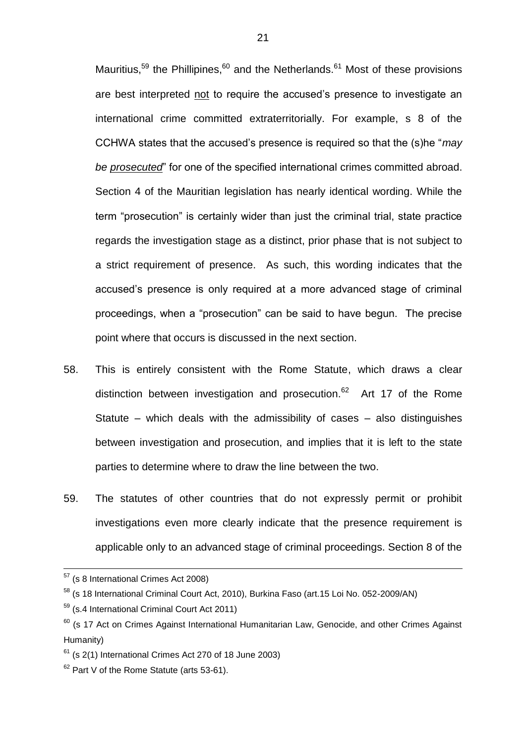Mauritius,[59] the Phillipines,[60] and the Netherlands.[61] Most of these provisions are best interpreted not to require the accused's presence to investigate an international crime committed extraterritorially. For example, s 8 of the CCHWA states that the accused's presence is required so that the (s)he "*may be prosecuted*" for one of the specified international crimes committed abroad. Section 4 of the Mauritian legislation has nearly identical wording. While the term "prosecution" is certainly wider than just the criminal trial, state practice regards the investigation stage as a distinct, prior phase that is not subject to a strict requirement of presence. As such, this wording indicates that the accused's presence is only required at a more advanced stage of criminal proceedings, when a "prosecution" can be said to have begun. The precise point where that occurs is discussed in the next section.

58. This is entirely consistent with the Rome Statute, which draws a clear distinction between investigation and prosecution.[62] Art 17 of the Rome Statute – which deals with the admissibility of cases – also distinguishes between investigation and prosecution, and implies that it is left to the state parties to determine where to draw the line between the two.

59. The statutes of other countries that do not expressly permit or prohibit investigations even more clearly indicate that the presence requirement is applicable only to an advanced stage of criminal proceedings. Section 8 of the

---

[57] (s 8 International Crimes Act 2008)

[58] (s 18 International Criminal Court Act, 2010), Burkina Faso (art.15 Loi No. 052-2009/AN)

[59] (s.4 International Criminal Court Act 2011)

[60] (s 17 Act on Crimes Against International Humanitarian Law, Genocide, and other Crimes Against Humanity)

[61] (s 2(1) International Crimes Act 270 of 18 June 2003)

[62] Part V of the Rome Statute (arts 53-61).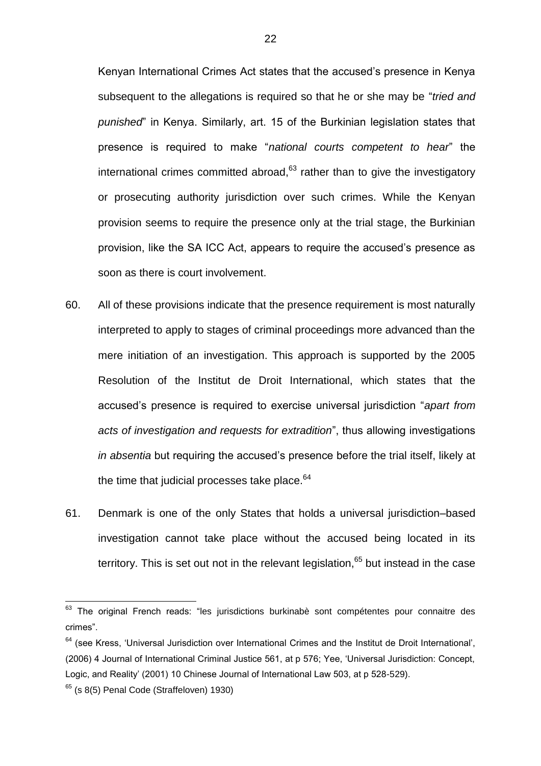Kenyan International Crimes Act states that the accused's presence in Kenya subsequent to the allegations is required so that he or she may be "*tried and punished*" in Kenya. Similarly, art. 15 of the Burkinian legislation states that presence is required to make "*national courts competent to hear*" the international crimes committed abroad,[63] rather than to give the investigatory or prosecuting authority jurisdiction over such crimes. While the Kenyan provision seems to require the presence only at the trial stage, the Burkinian provision, like the SA ICC Act, appears to require the accused's presence as soon as there is court involvement.

60. All of these provisions indicate that the presence requirement is most naturally interpreted to apply to stages of criminal proceedings more advanced than the mere initiation of an investigation. This approach is supported by the 2005 Resolution of the Institut de Droit International, which states that the accused's presence is required to exercise universal jurisdiction "*apart from acts of investigation and requests for extradition*", thus allowing investigations *in absentia* but requiring the accused's presence before the trial itself, likely at the time that judicial processes take place.[64]

61. Denmark is one of the only States that holds a universal jurisdiction–based investigation cannot take place without the accused being located in its territory. This is set out not in the relevant legislation,[65] but instead in the case

---

[63] The original French reads: "les jurisdictions burkinabè sont compétentes pour connaitre des crimes".

[64] (see Kress, 'Universal Jurisdiction over International Crimes and the Institut de Droit International', (2006) 4 Journal of International Criminal Justice 561, at p 576; Yee, 'Universal Jurisdiction: Concept, Logic, and Reality' (2001) 10 Chinese Journal of International Law 503, at p 528-529).

[65] (s 8(5) Penal Code (Straffeloven) 1930)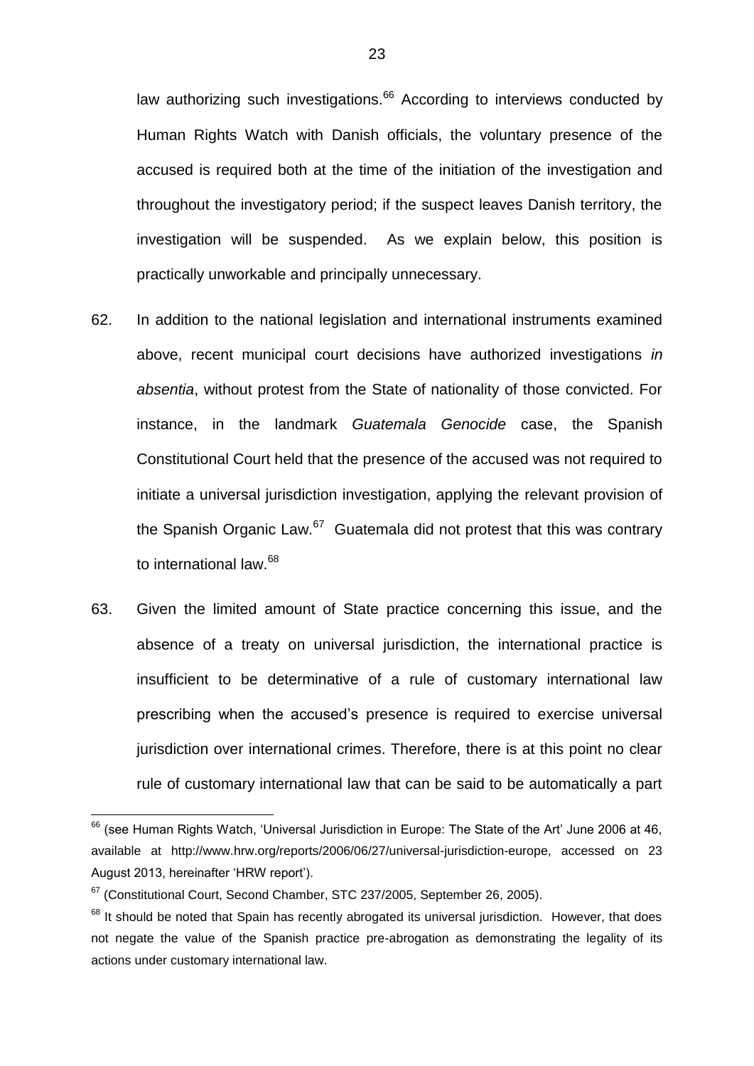law authorizing such investigations.[66] According to interviews conducted by Human Rights Watch with Danish officials, the voluntary presence of the accused is required both at the time of the initiation of the investigation and throughout the investigatory period; if the suspect leaves Danish territory, the investigation will be suspended. As we explain below, this position is practically unworkable and principally unnecessary.

62. In addition to the national legislation and international instruments examined above, recent municipal court decisions have authorized investigations *in absentia*, without protest from the State of nationality of those convicted. For instance, in the landmark *Guatemala Genocide* case, the Spanish Constitutional Court held that the presence of the accused was not required to initiate a universal jurisdiction investigation, applying the relevant provision of the Spanish Organic Law.[67] Guatemala did not protest that this was contrary to international law.[68]

63. Given the limited amount of State practice concerning this issue, and the absence of a treaty on universal jurisdiction, the international practice is insufficient to be determinative of a rule of customary international law prescribing when the accused's presence is required to exercise universal jurisdiction over international crimes. Therefore, there is at this point no clear rule of customary international law that can be said to be automatically a part

---

[66] (see Human Rights Watch, 'Universal Jurisdiction in Europe: The State of the Art' June 2006 at 46, available at http://www.hrw.org/reports/2006/06/27/universal-jurisdiction-europe, accessed on 23 August 2013, hereinafter 'HRW report').

[67] (Constitutional Court, Second Chamber, STC 237/2005, September 26, 2005).

[68] It should be noted that Spain has recently abrogated its universal jurisdiction. However, that does not negate the value of the Spanish practice pre-abrogation as demonstrating the legality of its actions under customary international law.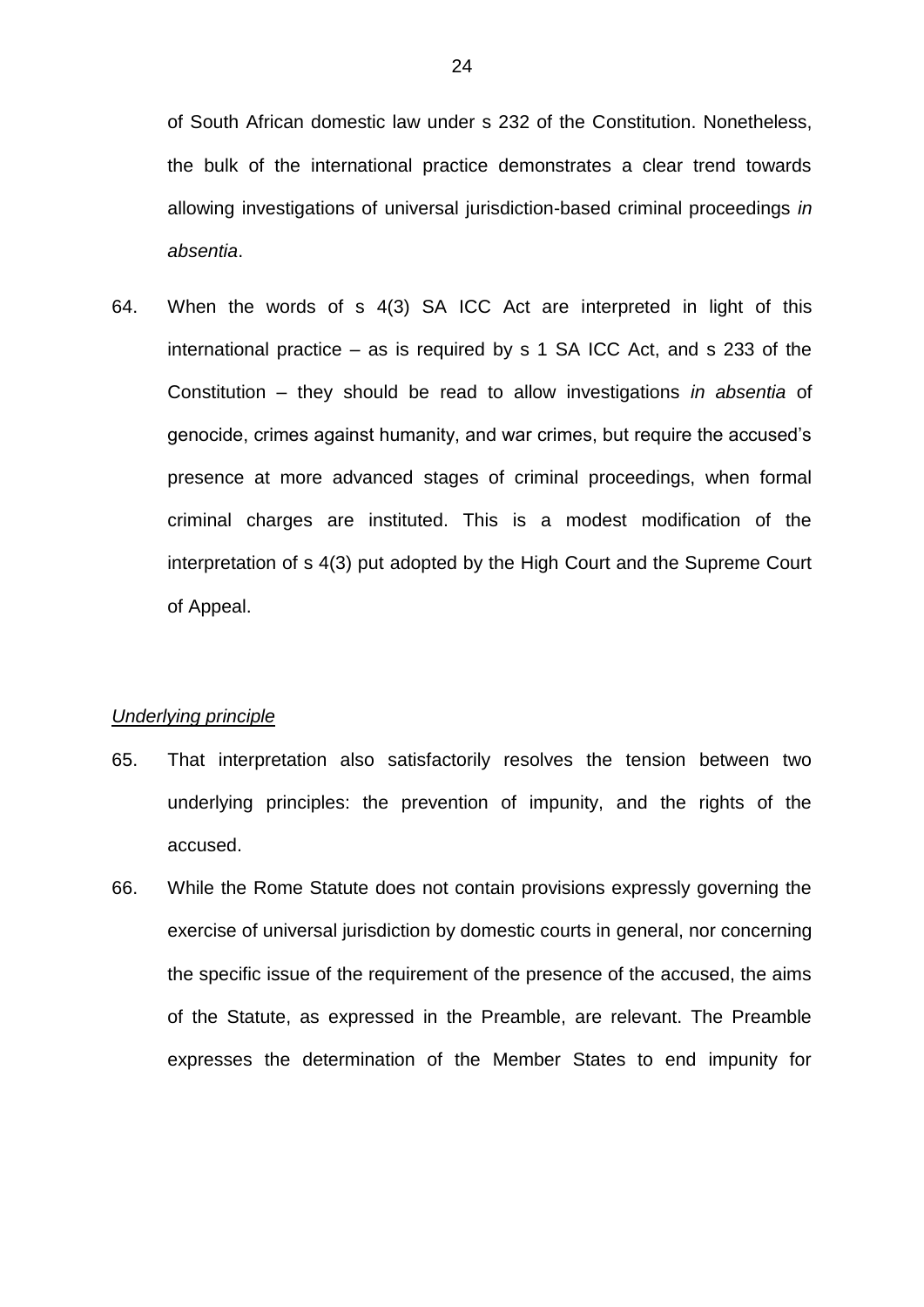of South African domestic law under s 232 of the Constitution. Nonetheless, the bulk of the international practice demonstrates a clear trend towards allowing investigations of universal jurisdiction-based criminal proceedings *in absentia*.

64. When the words of s 4(3) SA ICC Act are interpreted in light of this international practice – as is required by s 1 SA ICC Act, and s 233 of the Constitution – they should be read to allow investigations *in absentia* of genocide, crimes against humanity, and war crimes, but require the accused's presence at more advanced stages of criminal proceedings, when formal criminal charges are instituted. This is a modest modification of the interpretation of s 4(3) put adopted by the High Court and the Supreme Court of Appeal.

*Underlying principle*

65. That interpretation also satisfactorily resolves the tension between two underlying principles: the prevention of impunity, and the rights of the accused.

66. While the Rome Statute does not contain provisions expressly governing the exercise of universal jurisdiction by domestic courts in general, nor concerning the specific issue of the requirement of the presence of the accused, the aims of the Statute, as expressed in the Preamble, are relevant. The Preamble expresses the determination of the Member States to end impunity for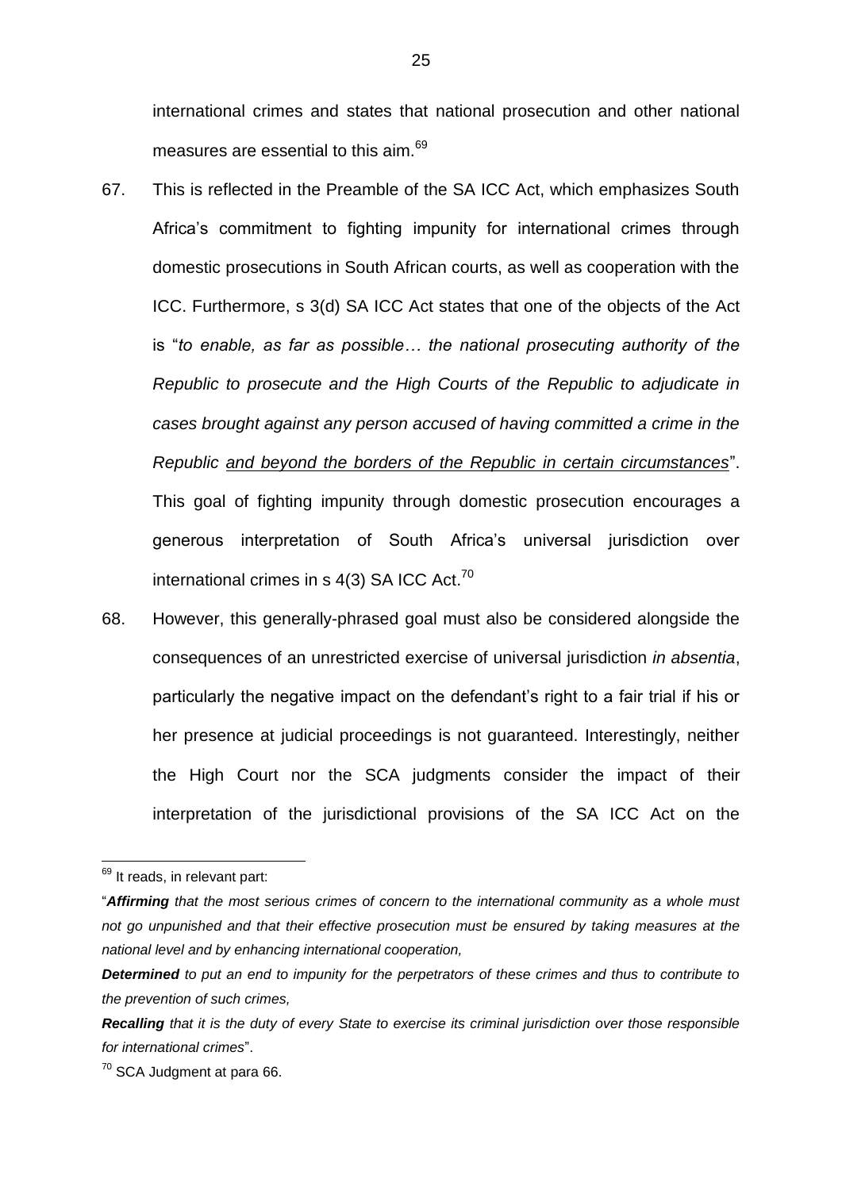international crimes and states that national prosecution and other national measures are essential to this aim.[69]

67. This is reflected in the Preamble of the SA ICC Act, which emphasizes South Africa's commitment to fighting impunity for international crimes through domestic prosecutions in South African courts, as well as cooperation with the ICC. Furthermore, s 3(d) SA ICC Act states that one of the objects of the Act is "*to enable, as far as possible… the national prosecuting authority of the Republic to prosecute and the High Courts of the Republic to adjudicate in cases brought against any person accused of having committed a crime in the Republic <u>and beyond the borders of the Republic in certain circumstances</u>*". This goal of fighting impunity through domestic prosecution encourages a generous interpretation of South Africa's universal jurisdiction over international crimes in s 4(3) SA ICC Act.[70]

68. However, this generally-phrased goal must also be considered alongside the consequences of an unrestricted exercise of universal jurisdiction *in absentia*, particularly the negative impact on the defendant's right to a fair trial if his or her presence at judicial proceedings is not guaranteed. Interestingly, neither the High Court nor the SCA judgments consider the impact of their interpretation of the jurisdictional provisions of the SA ICC Act on the

---

[69] It reads, in relevant part:

"***Affirming*** *that the most serious crimes of concern to the international community as a whole must not go unpunished and that their effective prosecution must be ensured by taking measures at the national level and by enhancing international cooperation,*

***Determined*** *to put an end to impunity for the perpetrators of these crimes and thus to contribute to the prevention of such crimes,*

***Recalling*** *that it is the duty of every State to exercise its criminal jurisdiction over those responsible for international crimes*".

[70] SCA Judgment at para 66.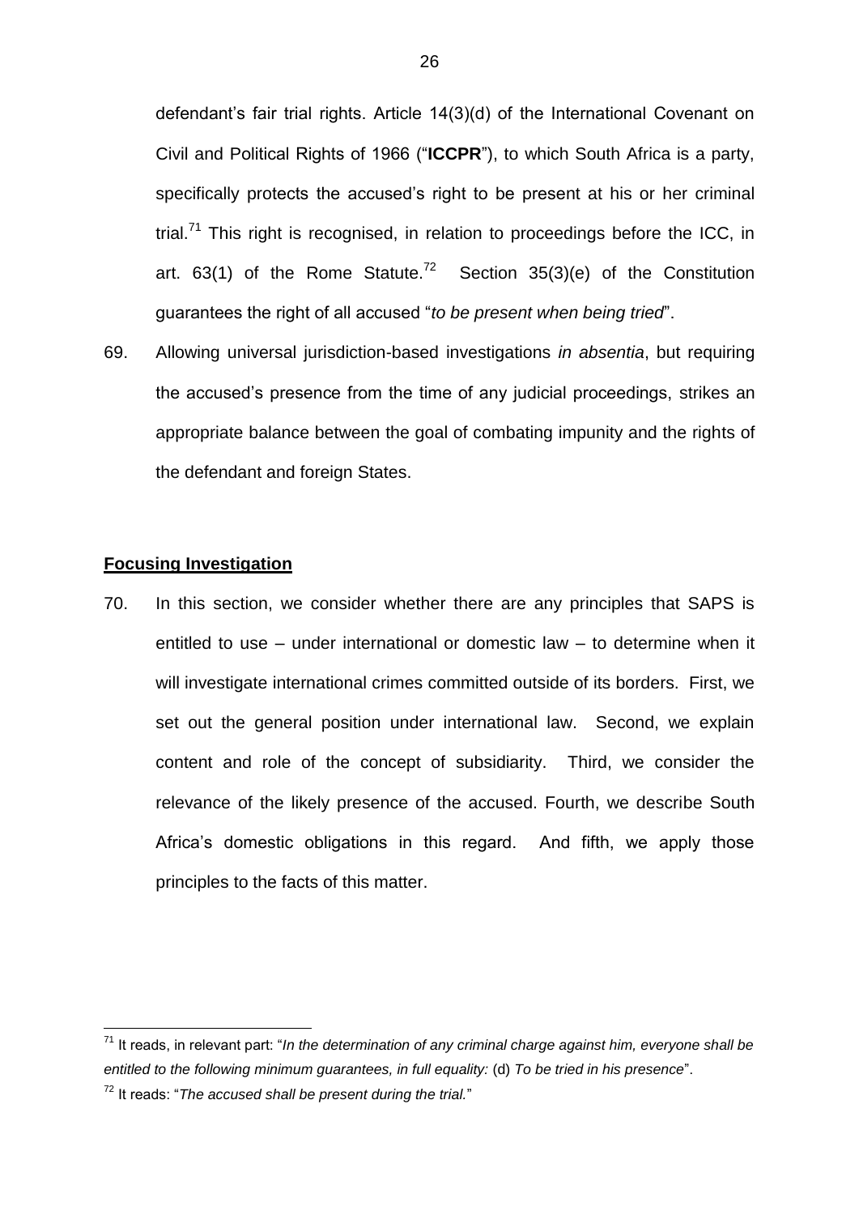defendant's fair trial rights. Article 14(3)(d) of the International Covenant on Civil and Political Rights of 1966 ("**ICCPR**"), to which South Africa is a party, specifically protects the accused's right to be present at his or her criminal trial.[71] This right is recognised, in relation to proceedings before the ICC, in art. 63(1) of the Rome Statute.[72] Section 35(3)(e) of the Constitution guarantees the right of all accused "*to be present when being tried*".

69. Allowing universal jurisdiction-based investigations *in absentia*, but requiring the accused's presence from the time of any judicial proceedings, strikes an appropriate balance between the goal of combating impunity and the rights of the defendant and foreign States.

**Focusing Investigation**

70. In this section, we consider whether there are any principles that SAPS is entitled to use – under international or domestic law – to determine when it will investigate international crimes committed outside of its borders. First, we set out the general position under international law. Second, we explain content and role of the concept of subsidiarity. Third, we consider the relevance of the likely presence of the accused. Fourth, we describe South Africa's domestic obligations in this regard. And fifth, we apply those principles to the facts of this matter.

---

[71] It reads, in relevant part: "*In the determination of any criminal charge against him, everyone shall be entitled to the following minimum guarantees, in full equality:* (d) *To be tried in his presence*".

[72] It reads: "*The accused shall be present during the trial.*"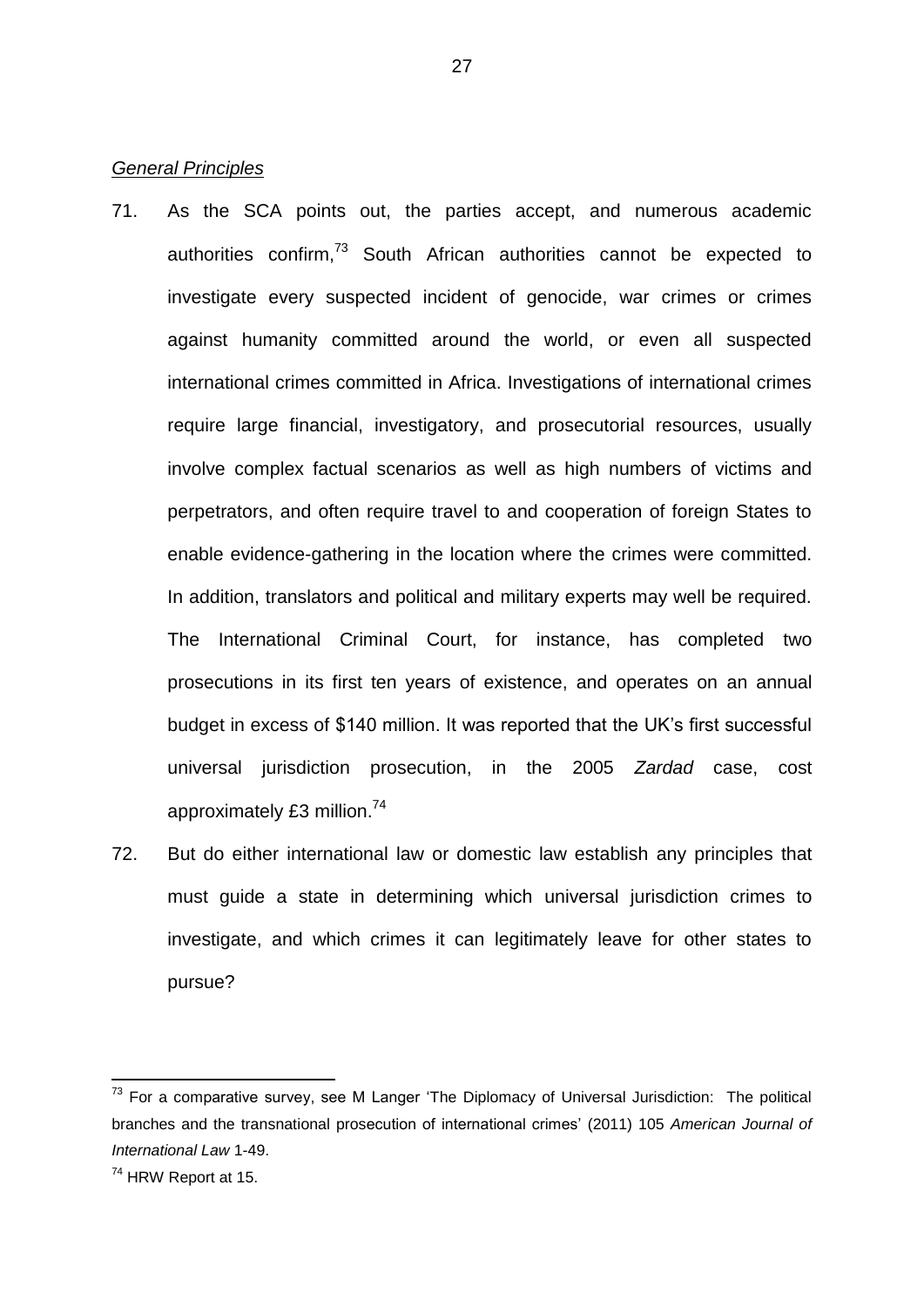*General Principles*

71. As the SCA points out, the parties accept, and numerous academic authorities confirm,[73] South African authorities cannot be expected to investigate every suspected incident of genocide, war crimes or crimes against humanity committed around the world, or even all suspected international crimes committed in Africa. Investigations of international crimes require large financial, investigatory, and prosecutorial resources, usually involve complex factual scenarios as well as high numbers of victims and perpetrators, and often require travel to and cooperation of foreign States to enable evidence-gathering in the location where the crimes were committed. In addition, translators and political and military experts may well be required. The International Criminal Court, for instance, has completed two prosecutions in its first ten years of existence, and operates on an annual budget in excess of $140 million. It was reported that the UK's first successful universal jurisdiction prosecution, in the 2005 *Zardad* case, cost approximately £3 million.[74]

72. But do either international law or domestic law establish any principles that must guide a state in determining which universal jurisdiction crimes to investigate, and which crimes it can legitimately leave for other states to pursue?

---

[73] For a comparative survey, see M Langer 'The Diplomacy of Universal Jurisdiction: The political branches and the transnational prosecution of international crimes' (2011) 105 *American Journal of International Law* 1-49.

[74] HRW Report at 15.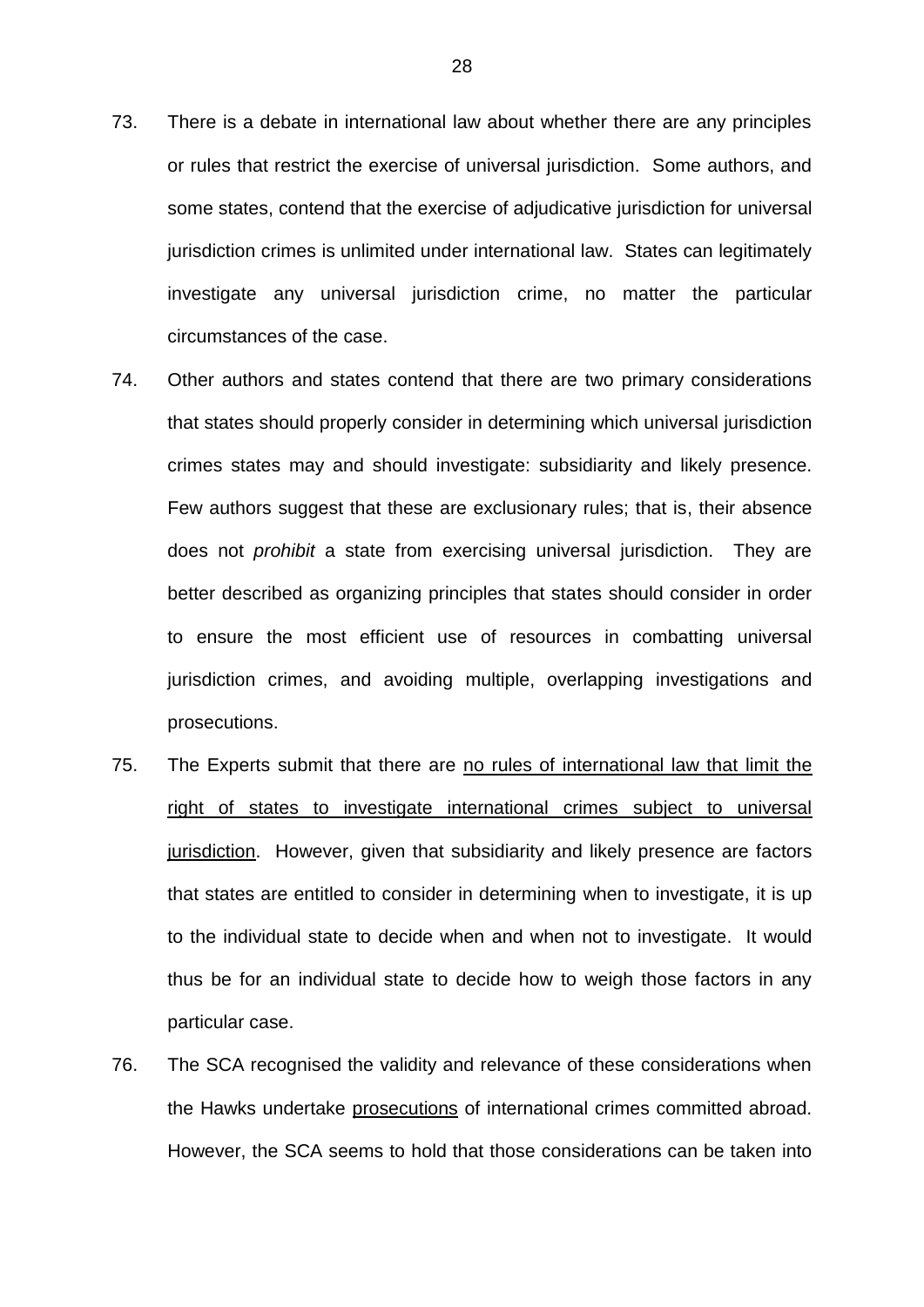73. There is a debate in international law about whether there are any principles or rules that restrict the exercise of universal jurisdiction. Some authors, and some states, contend that the exercise of adjudicative jurisdiction for universal jurisdiction crimes is unlimited under international law. States can legitimately investigate any universal jurisdiction crime, no matter the particular circumstances of the case.

74. Other authors and states contend that there are two primary considerations that states should properly consider in determining which universal jurisdiction crimes states may and should investigate: subsidiarity and likely presence. Few authors suggest that these are exclusionary rules; that is, their absence does not *prohibit* a state from exercising universal jurisdiction. They are better described as organizing principles that states should consider in order to ensure the most efficient use of resources in combatting universal jurisdiction crimes, and avoiding multiple, overlapping investigations and prosecutions.

75. The Experts submit that there are <u>no rules of international law that limit the right of states to investigate international crimes subject to universal jurisdiction</u>. However, given that subsidiarity and likely presence are factors that states are entitled to consider in determining when to investigate, it is up to the individual state to decide when and when not to investigate. It would thus be for an individual state to decide how to weigh those factors in any particular case.

76. The SCA recognised the validity and relevance of these considerations when the Hawks undertake <u>prosecutions</u> of international crimes committed abroad. However, the SCA seems to hold that those considerations can be taken into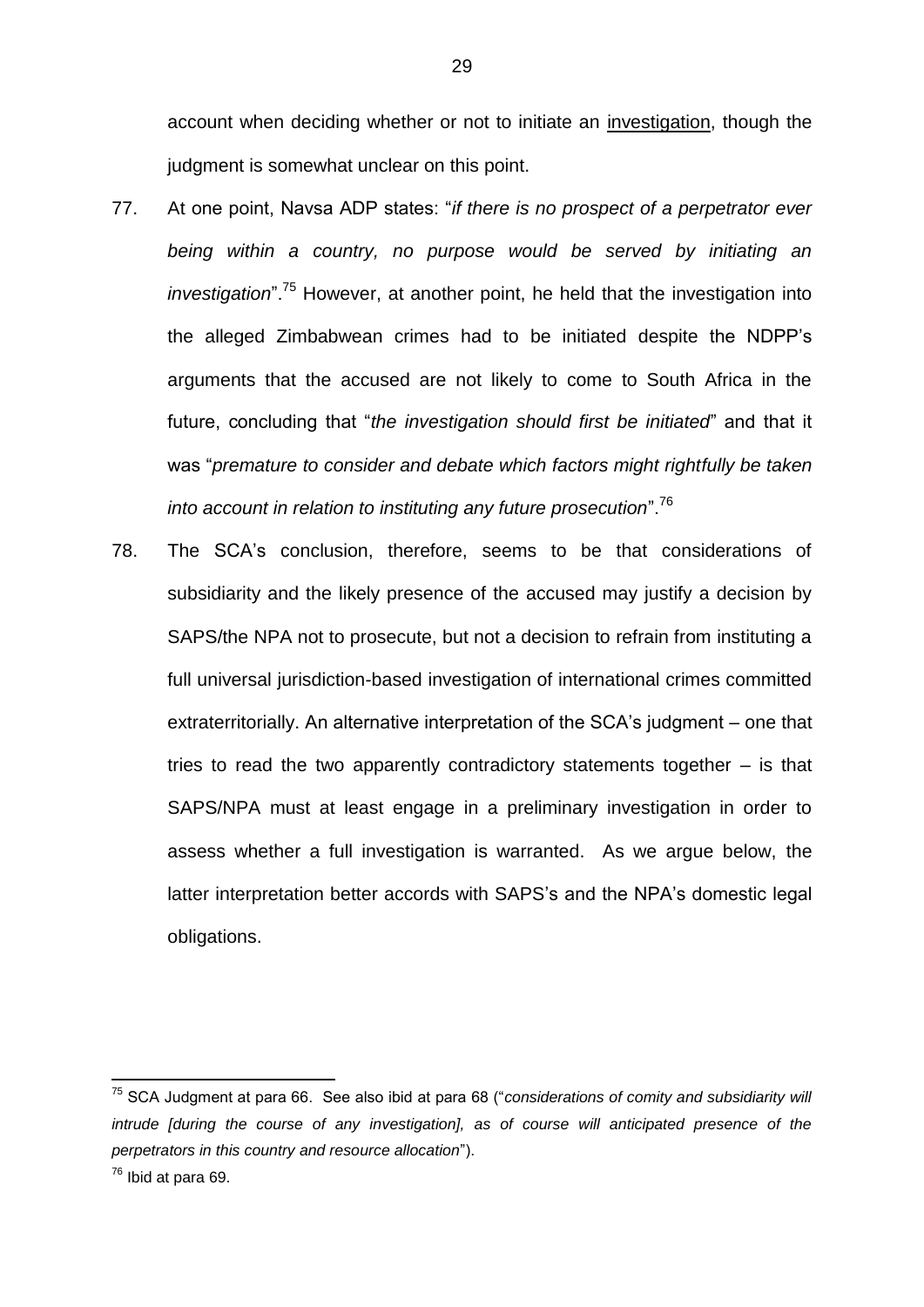account when deciding whether or not to initiate an investigation, though the judgment is somewhat unclear on this point.

77. At one point, Navsa ADP states: "*if there is no prospect of a perpetrator ever being within a country, no purpose would be served by initiating an investigation*".[75] However, at another point, he held that the investigation into the alleged Zimbabwean crimes had to be initiated despite the NDPP's arguments that the accused are not likely to come to South Africa in the future, concluding that "*the investigation should first be initiated*" and that it was "*premature to consider and debate which factors might rightfully be taken into account in relation to instituting any future prosecution*".[76]

78. The SCA's conclusion, therefore, seems to be that considerations of subsidiarity and the likely presence of the accused may justify a decision by SAPS/the NPA not to prosecute, but not a decision to refrain from instituting a full universal jurisdiction-based investigation of international crimes committed extraterritorially. An alternative interpretation of the SCA's judgment – one that tries to read the two apparently contradictory statements together – is that SAPS/NPA must at least engage in a preliminary investigation in order to assess whether a full investigation is warranted. As we argue below, the latter interpretation better accords with SAPS's and the NPA's domestic legal obligations.

---

[75] SCA Judgment at para 66. See also ibid at para 68 ("*considerations of comity and subsidiarity will intrude [during the course of any investigation], as of course will anticipated presence of the perpetrators in this country and resource allocation*").

[76] Ibid at para 69.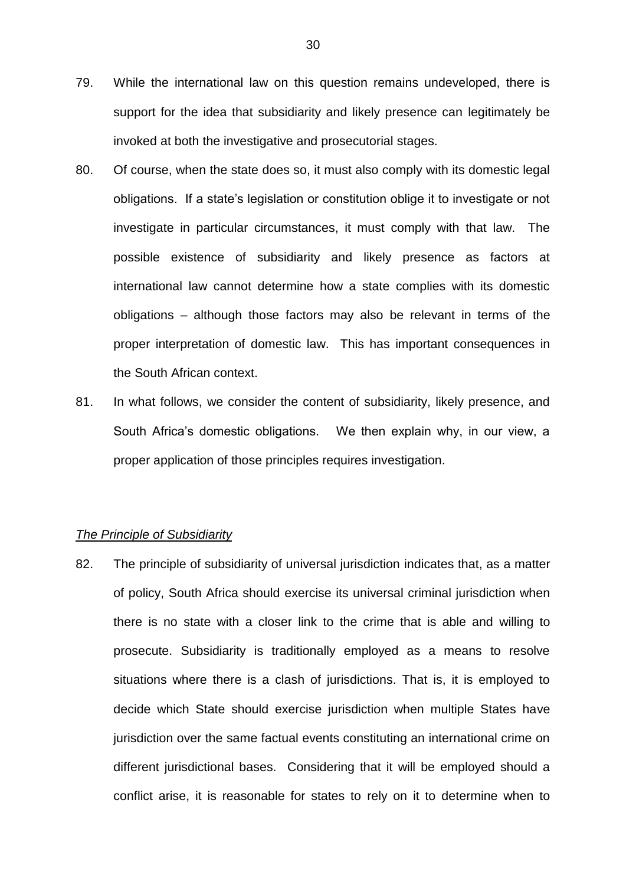79. While the international law on this question remains undeveloped, there is support for the idea that subsidiarity and likely presence can legitimately be invoked at both the investigative and prosecutorial stages.

80. Of course, when the state does so, it must also comply with its domestic legal obligations. If a state's legislation or constitution oblige it to investigate or not investigate in particular circumstances, it must comply with that law. The possible existence of subsidiarity and likely presence as factors at international law cannot determine how a state complies with its domestic obligations – although those factors may also be relevant in terms of the proper interpretation of domestic law. This has important consequences in the South African context.

81. In what follows, we consider the content of subsidiarity, likely presence, and South Africa's domestic obligations. We then explain why, in our view, a proper application of those principles requires investigation.

*<u>The Principle of Subsidiarity</u>*

82. The principle of subsidiarity of universal jurisdiction indicates that, as a matter of policy, South Africa should exercise its universal criminal jurisdiction when there is no state with a closer link to the crime that is able and willing to prosecute. Subsidiarity is traditionally employed as a means to resolve situations where there is a clash of jurisdictions. That is, it is employed to decide which State should exercise jurisdiction when multiple States have jurisdiction over the same factual events constituting an international crime on different jurisdictional bases. Considering that it will be employed should a conflict arise, it is reasonable for states to rely on it to determine when to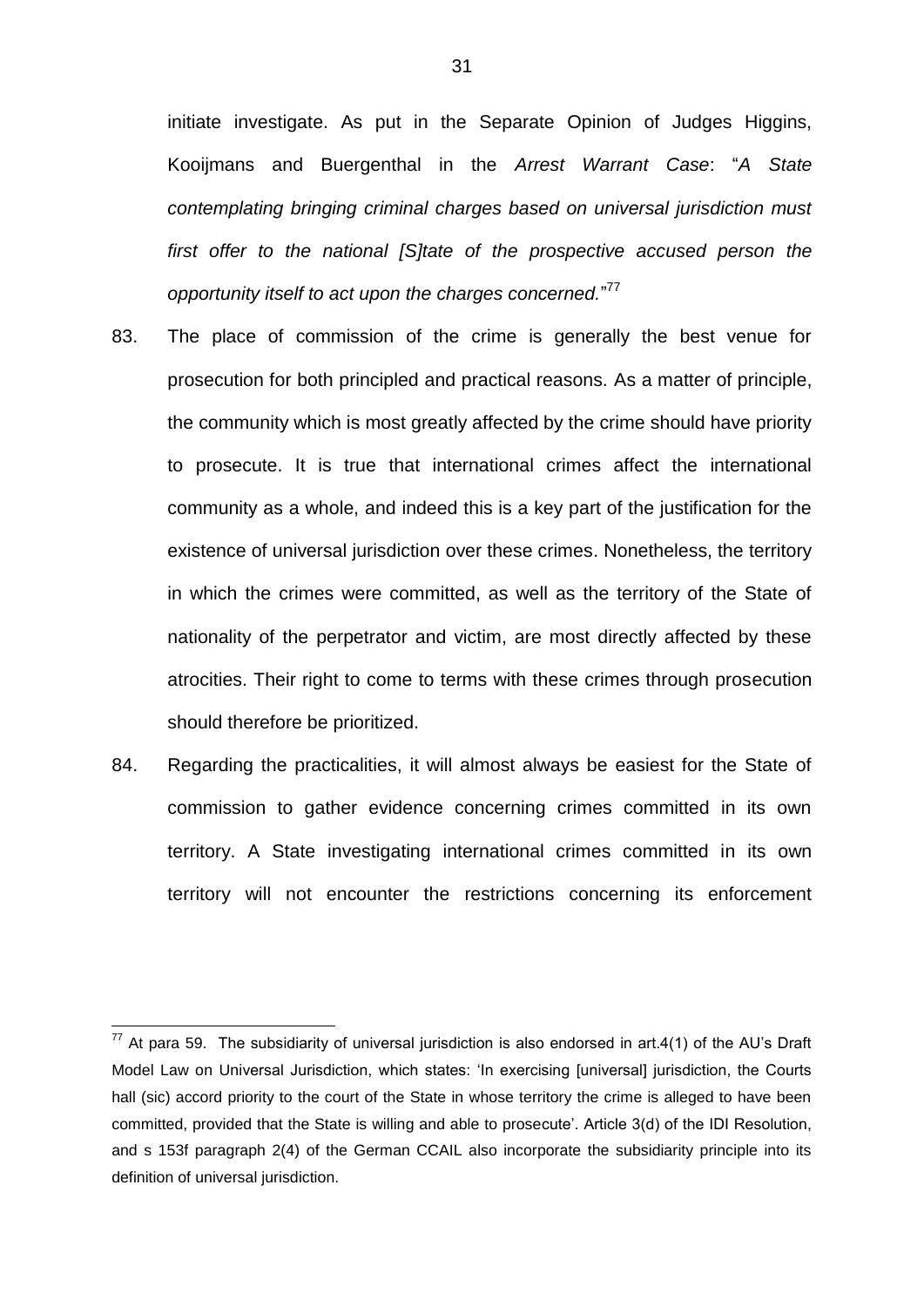initiate investigate. As put in the Separate Opinion of Judges Higgins, Kooijmans and Buergenthal in the *Arrest Warrant Case*: "*A State contemplating bringing criminal charges based on universal jurisdiction must first offer to the national [S]tate of the prospective accused person the opportunity itself to act upon the charges concerned.*"[77]

83. The place of commission of the crime is generally the best venue for prosecution for both principled and practical reasons. As a matter of principle, the community which is most greatly affected by the crime should have priority to prosecute. It is true that international crimes affect the international community as a whole, and indeed this is a key part of the justification for the existence of universal jurisdiction over these crimes. Nonetheless, the territory in which the crimes were committed, as well as the territory of the State of nationality of the perpetrator and victim, are most directly affected by these atrocities. Their right to come to terms with these crimes through prosecution should therefore be prioritized.

84. Regarding the practicalities, it will almost always be easiest for the State of commission to gather evidence concerning crimes committed in its own territory. A State investigating international crimes committed in its own territory will not encounter the restrictions concerning its enforcement

---

[77] At para 59. The subsidiarity of universal jurisdiction is also endorsed in art.4(1) of the AU's Draft Model Law on Universal Jurisdiction, which states: 'In exercising [universal] jurisdiction, the Courts hall (sic) accord priority to the court of the State in whose territory the crime is alleged to have been committed, provided that the State is willing and able to prosecute'. Article 3(d) of the IDI Resolution, and s 153f paragraph 2(4) of the German CCAIL also incorporate the subsidiarity principle into its definition of universal jurisdiction.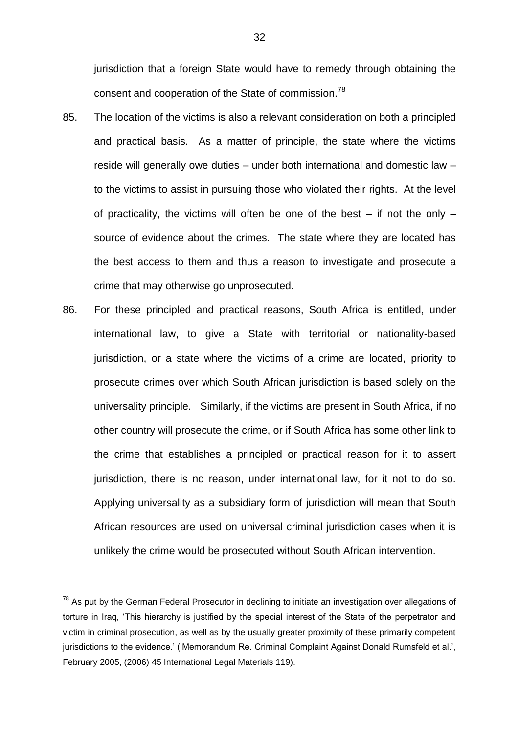jurisdiction that a foreign State would have to remedy through obtaining the consent and cooperation of the State of commission.[78]

85. The location of the victims is also a relevant consideration on both a principled and practical basis. As a matter of principle, the state where the victims reside will generally owe duties – under both international and domestic law – to the victims to assist in pursuing those who violated their rights. At the level of practicality, the victims will often be one of the best – if not the only – source of evidence about the crimes. The state where they are located has the best access to them and thus a reason to investigate and prosecute a crime that may otherwise go unprosecuted.

86. For these principled and practical reasons, South Africa is entitled, under international law, to give a State with territorial or nationality-based jurisdiction, or a state where the victims of a crime are located, priority to prosecute crimes over which South African jurisdiction is based solely on the universality principle. Similarly, if the victims are present in South Africa, if no other country will prosecute the crime, or if South Africa has some other link to the crime that establishes a principled or practical reason for it to assert jurisdiction, there is no reason, under international law, for it not to do so. Applying universality as a subsidiary form of jurisdiction will mean that South African resources are used on universal criminal jurisdiction cases when it is unlikely the crime would be prosecuted without South African intervention.

---

[78] As put by the German Federal Prosecutor in declining to initiate an investigation over allegations of torture in Iraq, 'This hierarchy is justified by the special interest of the State of the perpetrator and victim in criminal prosecution, as well as by the usually greater proximity of these primarily competent jurisdictions to the evidence.' ('Memorandum Re. Criminal Complaint Against Donald Rumsfeld et al.', February 2005, (2006) 45 International Legal Materials 119).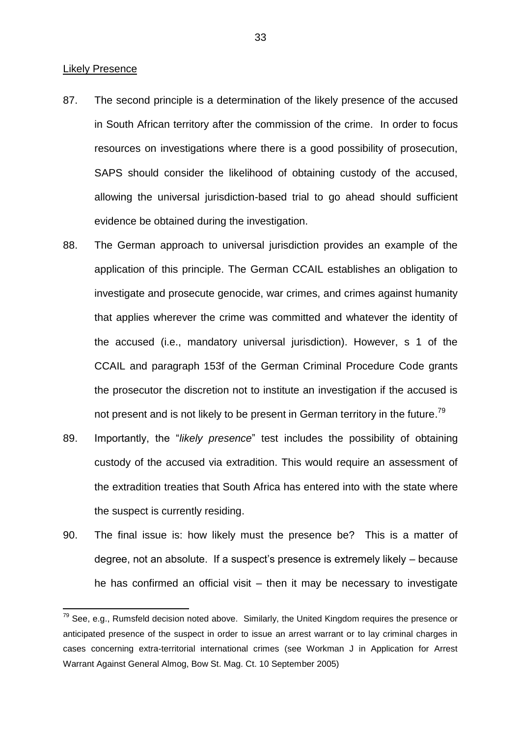Likely Presence

87. The second principle is a determination of the likely presence of the accused in South African territory after the commission of the crime. In order to focus resources on investigations where there is a good possibility of prosecution, SAPS should consider the likelihood of obtaining custody of the accused, allowing the universal jurisdiction-based trial to go ahead should sufficient evidence be obtained during the investigation.

88. The German approach to universal jurisdiction provides an example of the application of this principle. The German CCAIL establishes an obligation to investigate and prosecute genocide, war crimes, and crimes against humanity that applies wherever the crime was committed and whatever the identity of the accused (i.e., mandatory universal jurisdiction). However, s 1 of the CCAIL and paragraph 153f of the German Criminal Procedure Code grants the prosecutor the discretion not to institute an investigation if the accused is not present and is not likely to be present in German territory in the future.[79]

89. Importantly, the "*likely presence*" test includes the possibility of obtaining custody of the accused via extradition. This would require an assessment of the extradition treaties that South Africa has entered into with the state where the suspect is currently residing.

90. The final issue is: how likely must the presence be? This is a matter of degree, not an absolute. If a suspect's presence is extremely likely – because he has confirmed an official visit – then it may be necessary to investigate

---

[79] See, e.g., Rumsfeld decision noted above. Similarly, the United Kingdom requires the presence or anticipated presence of the suspect in order to issue an arrest warrant or to lay criminal charges in cases concerning extra-territorial international crimes (see Workman J in Application for Arrest Warrant Against General Almog, Bow St. Mag. Ct. 10 September 2005)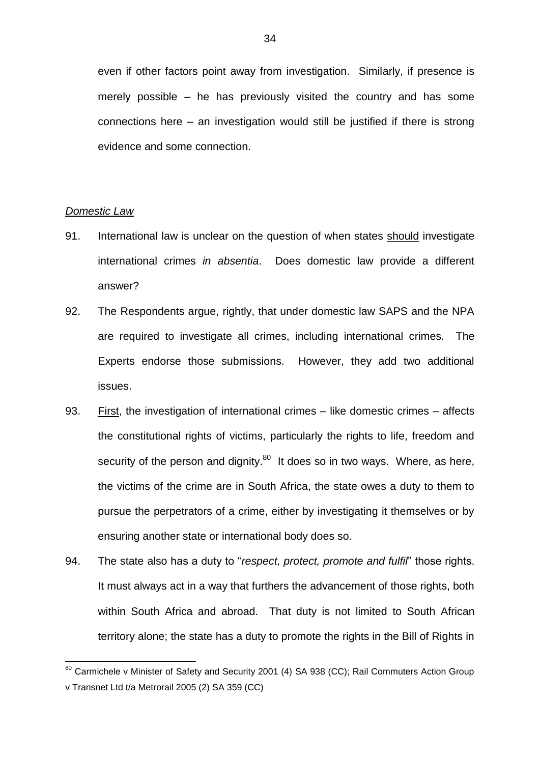even if other factors point away from investigation. Similarly, if presence is merely possible – he has previously visited the country and has some connections here – an investigation would still be justified if there is strong evidence and some connection.

*Domestic Law*

91. International law is unclear on the question of when states should investigate international crimes *in absentia*. Does domestic law provide a different answer?

92. The Respondents argue, rightly, that under domestic law SAPS and the NPA are required to investigate all crimes, including international crimes. The Experts endorse those submissions. However, they add two additional issues.

93. First, the investigation of international crimes – like domestic crimes – affects the constitutional rights of victims, particularly the rights to life, freedom and security of the person and dignity.[80] It does so in two ways. Where, as here, the victims of the crime are in South Africa, the state owes a duty to them to pursue the perpetrators of a crime, either by investigating it themselves or by ensuring another state or international body does so.

94. The state also has a duty to "*respect, protect, promote and fulfil*" those rights. It must always act in a way that furthers the advancement of those rights, both within South Africa and abroad. That duty is not limited to South African territory alone; the state has a duty to promote the rights in the Bill of Rights in

---

[80] Carmichele v Minister of Safety and Security 2001 (4) SA 938 (CC); Rail Commuters Action Group v Transnet Ltd t/a Metrorail 2005 (2) SA 359 (CC)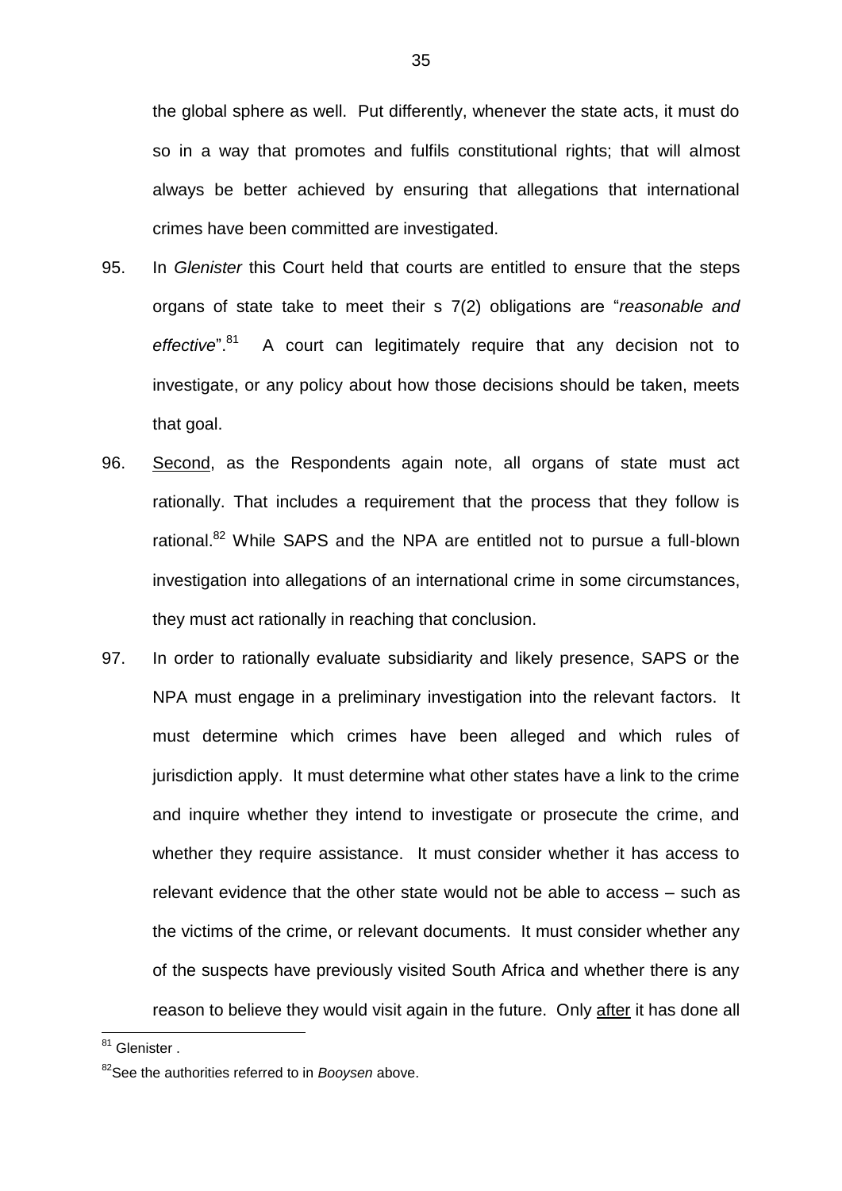the global sphere as well. Put differently, whenever the state acts, it must do so in a way that promotes and fulfils constitutional rights; that will almost always be better achieved by ensuring that allegations that international crimes have been committed are investigated.

95. In *Glenister* this Court held that courts are entitled to ensure that the steps organs of state take to meet their s 7(2) obligations are "*reasonable and effective*".[81] A court can legitimately require that any decision not to investigate, or any policy about how those decisions should be taken, meets that goal.

96. Second, as the Respondents again note, all organs of state must act rationally. That includes a requirement that the process that they follow is rational.[82] While SAPS and the NPA are entitled not to pursue a full-blown investigation into allegations of an international crime in some circumstances, they must act rationally in reaching that conclusion.

97. In order to rationally evaluate subsidiarity and likely presence, SAPS or the NPA must engage in a preliminary investigation into the relevant factors. It must determine which crimes have been alleged and which rules of jurisdiction apply. It must determine what other states have a link to the crime and inquire whether they intend to investigate or prosecute the crime, and whether they require assistance. It must consider whether it has access to relevant evidence that the other state would not be able to access – such as the victims of the crime, or relevant documents. It must consider whether any of the suspects have previously visited South Africa and whether there is any reason to believe they would visit again in the future. Only after it has done all

---

[81] Glenister .

[82] See the authorities referred to in *Booysen* above.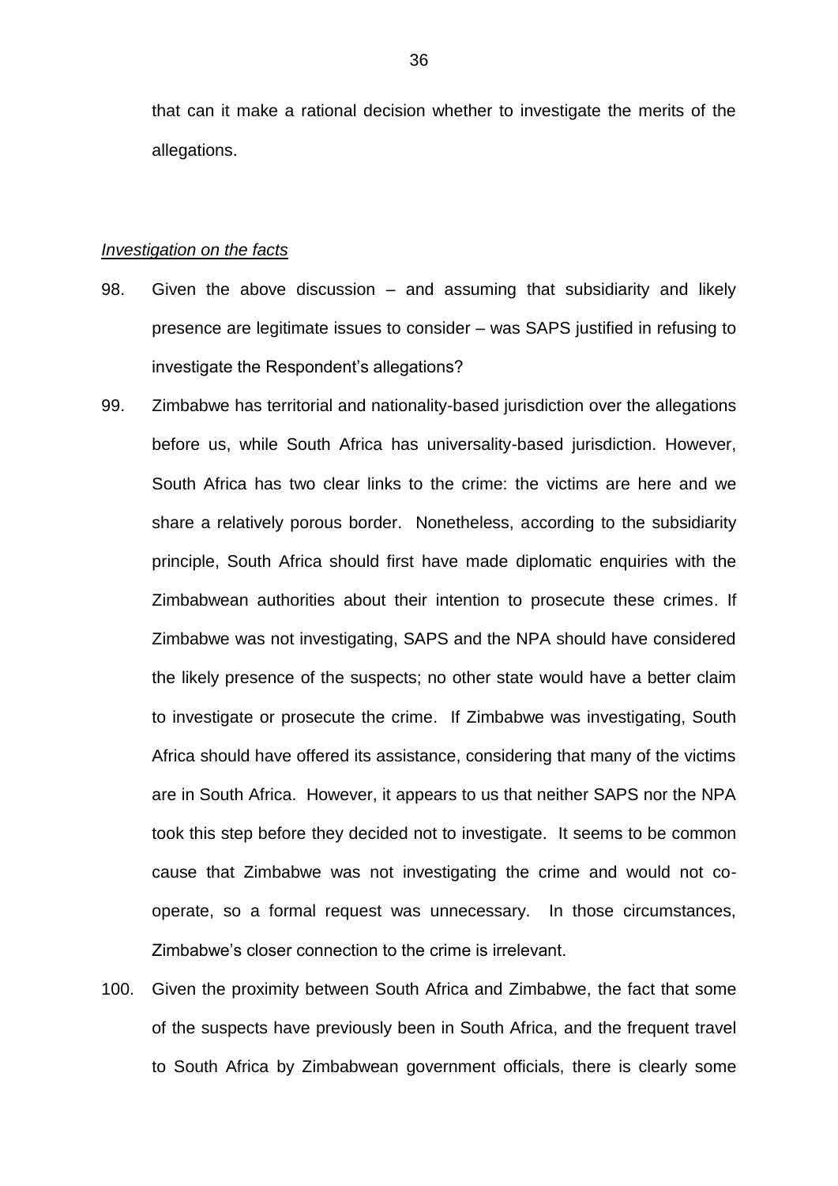that can it make a rational decision whether to investigate the merits of the allegations.

*Investigation on the facts*

98. Given the above discussion – and assuming that subsidiarity and likely presence are legitimate issues to consider – was SAPS justified in refusing to investigate the Respondent's allegations?

99. Zimbabwe has territorial and nationality-based jurisdiction over the allegations before us, while South Africa has universality-based jurisdiction. However, South Africa has two clear links to the crime: the victims are here and we share a relatively porous border. Nonetheless, according to the subsidiarity principle, South Africa should first have made diplomatic enquiries with the Zimbabwean authorities about their intention to prosecute these crimes. If Zimbabwe was not investigating, SAPS and the NPA should have considered the likely presence of the suspects; no other state would have a better claim to investigate or prosecute the crime. If Zimbabwe was investigating, South Africa should have offered its assistance, considering that many of the victims are in South Africa. However, it appears to us that neither SAPS nor the NPA took this step before they decided not to investigate. It seems to be common cause that Zimbabwe was not investigating the crime and would not co-operate, so a formal request was unnecessary. In those circumstances, Zimbabwe's closer connection to the crime is irrelevant.

100. Given the proximity between South Africa and Zimbabwe, the fact that some of the suspects have previously been in South Africa, and the frequent travel to South Africa by Zimbabwean government officials, there is clearly some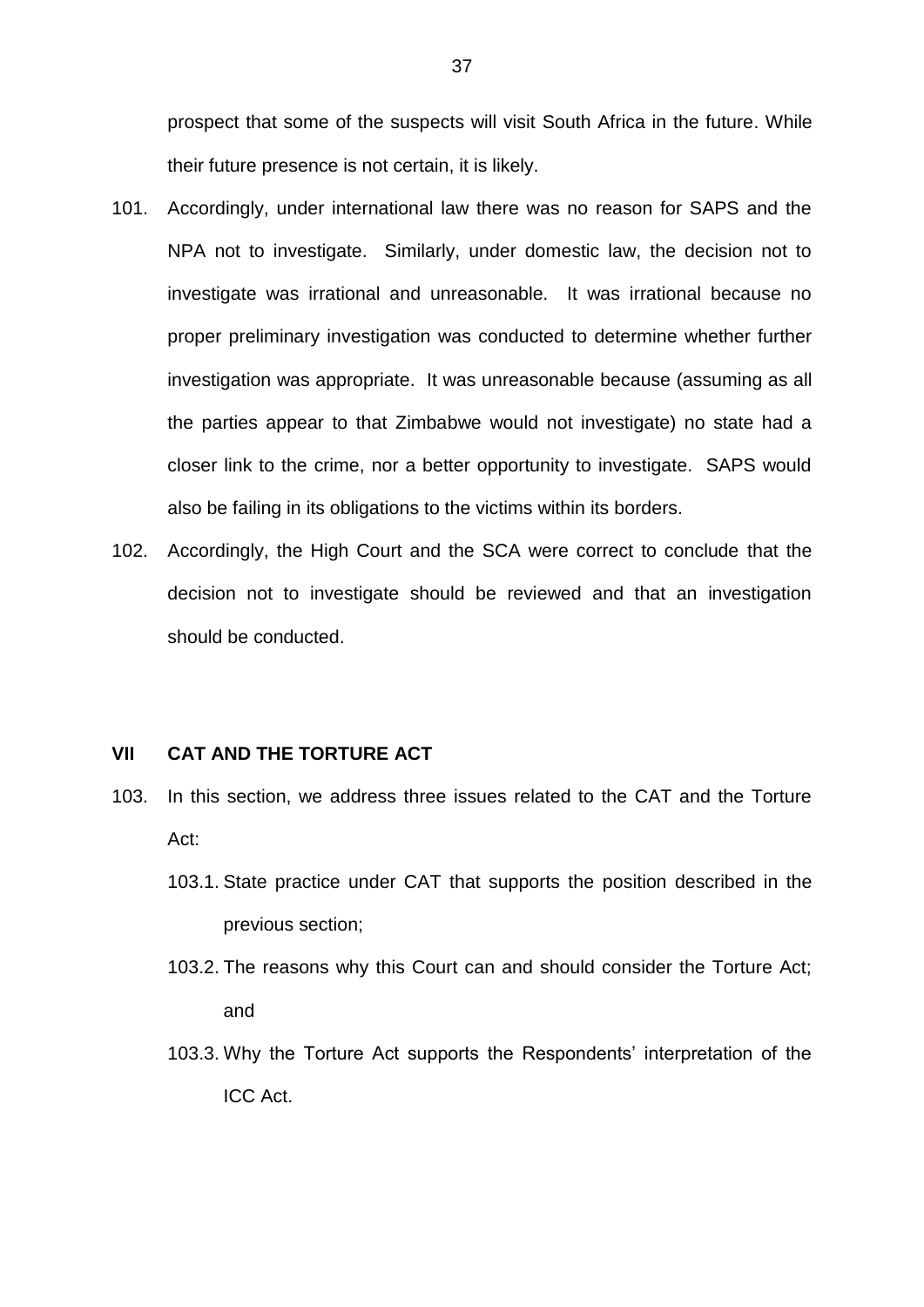prospect that some of the suspects will visit South Africa in the future. While their future presence is not certain, it is likely.

101. Accordingly, under international law there was no reason for SAPS and the NPA not to investigate. Similarly, under domestic law, the decision not to investigate was irrational and unreasonable. It was irrational because no proper preliminary investigation was conducted to determine whether further investigation was appropriate. It was unreasonable because (assuming as all the parties appear to that Zimbabwe would not investigate) no state had a closer link to the crime, nor a better opportunity to investigate. SAPS would also be failing in its obligations to the victims within its borders.

102. Accordingly, the High Court and the SCA were correct to conclude that the decision not to investigate should be reviewed and that an investigation should be conducted.

## VII CAT AND THE TORTURE ACT

103. In this section, we address three issues related to the CAT and the Torture Act:

    103.1. State practice under CAT that supports the position described in the previous section;

    103.2. The reasons why this Court can and should consider the Torture Act; and

    103.3. Why the Torture Act supports the Respondents' interpretation of the ICC Act.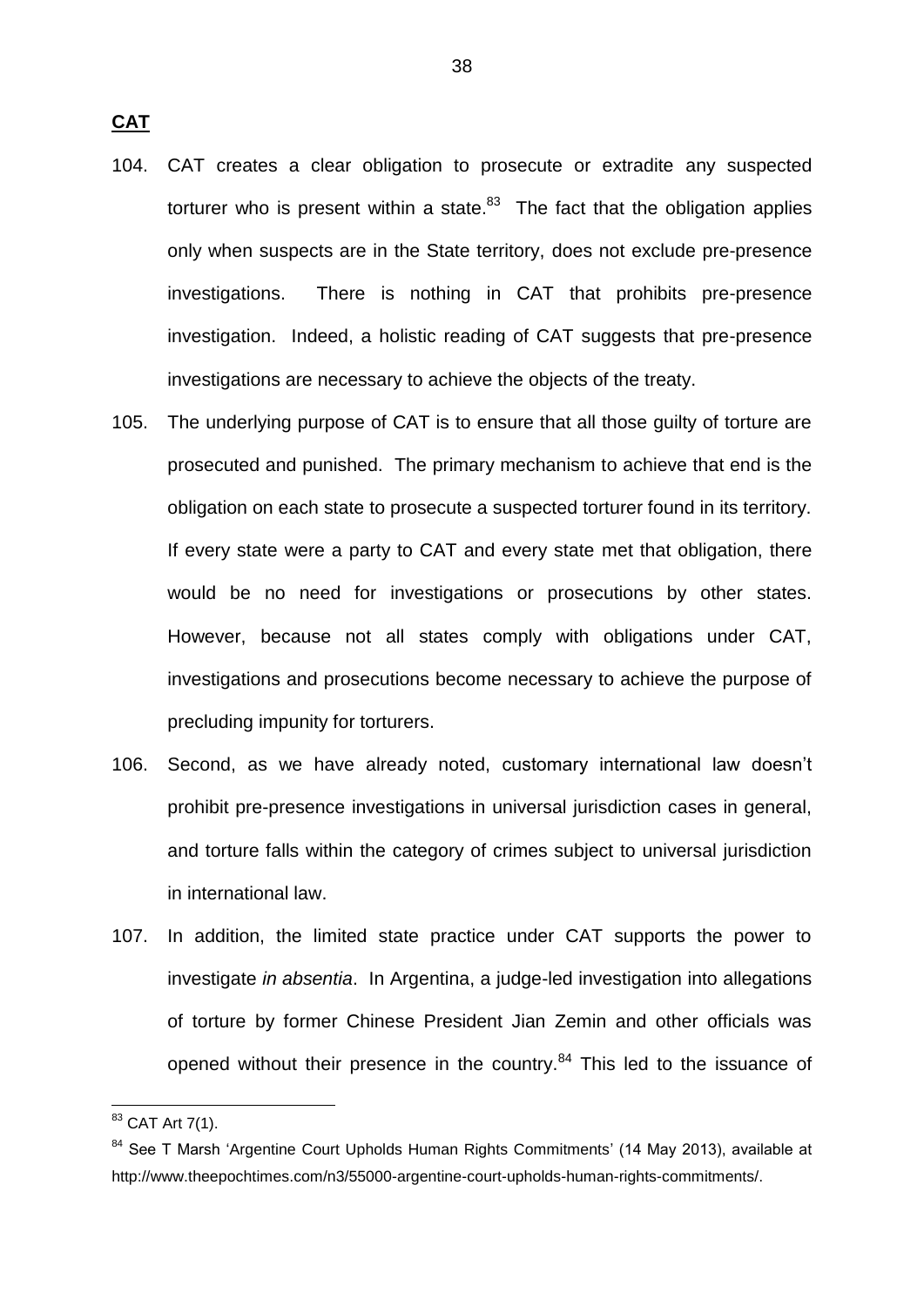**CAT**

104. CAT creates a clear obligation to prosecute or extradite any suspected torturer who is present within a state.[83] The fact that the obligation applies only when suspects are in the State territory, does not exclude pre-presence investigations. There is nothing in CAT that prohibits pre-presence investigation. Indeed, a holistic reading of CAT suggests that pre-presence investigations are necessary to achieve the objects of the treaty.

105. The underlying purpose of CAT is to ensure that all those guilty of torture are prosecuted and punished. The primary mechanism to achieve that end is the obligation on each state to prosecute a suspected torturer found in its territory. If every state were a party to CAT and every state met that obligation, there would be no need for investigations or prosecutions by other states. However, because not all states comply with obligations under CAT, investigations and prosecutions become necessary to achieve the purpose of precluding impunity for torturers.

106. Second, as we have already noted, customary international law doesn't prohibit pre-presence investigations in universal jurisdiction cases in general, and torture falls within the category of crimes subject to universal jurisdiction in international law.

107. In addition, the limited state practice under CAT supports the power to investigate *in absentia*. In Argentina, a judge-led investigation into allegations of torture by former Chinese President Jian Zemin and other officials was opened without their presence in the country.[84] This led to the issuance of

[83] CAT Art 7(1).

[84] See T Marsh 'Argentine Court Upholds Human Rights Commitments' (14 May 2013), available at http://www.theepochtimes.com/n3/55000-argentine-court-upholds-human-rights-commitments/.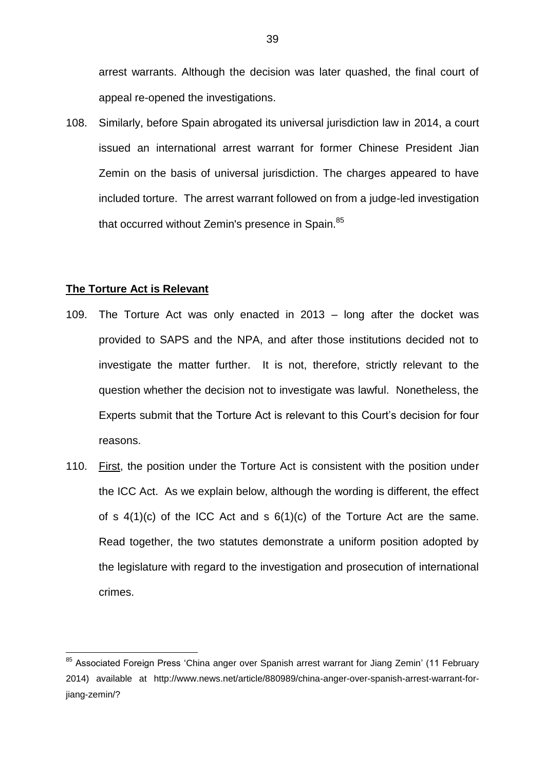arrest warrants. Although the decision was later quashed, the final court of appeal re-opened the investigations.

108. Similarly, before Spain abrogated its universal jurisdiction law in 2014, a court issued an international arrest warrant for former Chinese President Jian Zemin on the basis of universal jurisdiction. The charges appeared to have included torture. The arrest warrant followed on from a judge-led investigation that occurred without Zemin's presence in Spain.[85]

## The Torture Act is Relevant

109. The Torture Act was only enacted in 2013 – long after the docket was provided to SAPS and the NPA, and after those institutions decided not to investigate the matter further. It is not, therefore, strictly relevant to the question whether the decision not to investigate was lawful. Nonetheless, the Experts submit that the Torture Act is relevant to this Court's decision for four reasons.

110. First, the position under the Torture Act is consistent with the position under the ICC Act. As we explain below, although the wording is different, the effect of s 4(1)(c) of the ICC Act and s 6(1)(c) of the Torture Act are the same. Read together, the two statutes demonstrate a uniform position adopted by the legislature with regard to the investigation and prosecution of international crimes.

---

[85] Associated Foreign Press 'China anger over Spanish arrest warrant for Jiang Zemin' (11 February 2014) available at http://www.news.net/article/880989/china-anger-over-spanish-arrest-warrant-for-jiang-zemin/?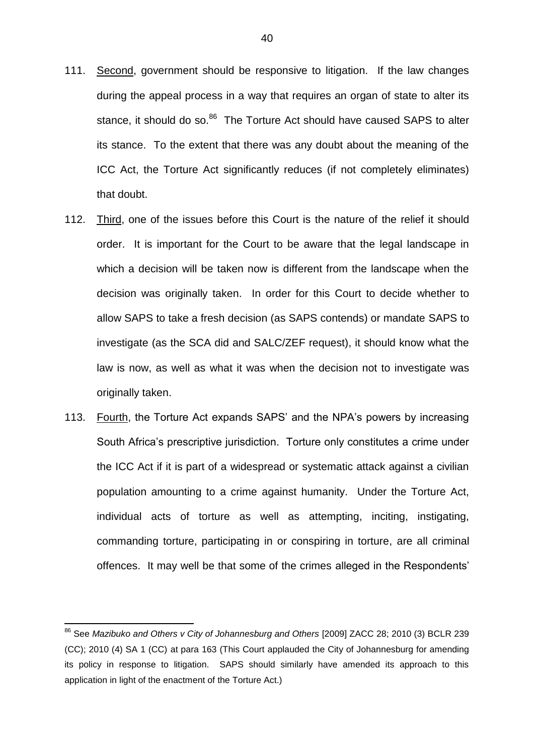111. Second, government should be responsive to litigation. If the law changes during the appeal process in a way that requires an organ of state to alter its stance, it should do so.[86] The Torture Act should have caused SAPS to alter its stance. To the extent that there was any doubt about the meaning of the ICC Act, the Torture Act significantly reduces (if not completely eliminates) that doubt.

112. Third, one of the issues before this Court is the nature of the relief it should order. It is important for the Court to be aware that the legal landscape in which a decision will be taken now is different from the landscape when the decision was originally taken. In order for this Court to decide whether to allow SAPS to take a fresh decision (as SAPS contends) or mandate SAPS to investigate (as the SCA did and SALC/ZEF request), it should know what the law is now, as well as what it was when the decision not to investigate was originally taken.

113. Fourth, the Torture Act expands SAPS' and the NPA's powers by increasing South Africa's prescriptive jurisdiction. Torture only constitutes a crime under the ICC Act if it is part of a widespread or systematic attack against a civilian population amounting to a crime against humanity. Under the Torture Act, individual acts of torture as well as attempting, inciting, instigating, commanding torture, participating in or conspiring in torture, are all criminal offences. It may well be that some of the crimes alleged in the Respondents'

---

[86] See *Mazibuko and Others v City of Johannesburg and Others* [2009] ZACC 28; 2010 (3) BCLR 239 (CC); 2010 (4) SA 1 (CC) at para 163 (This Court applauded the City of Johannesburg for amending its policy in response to litigation. SAPS should similarly have amended its approach to this application in light of the enactment of the Torture Act.)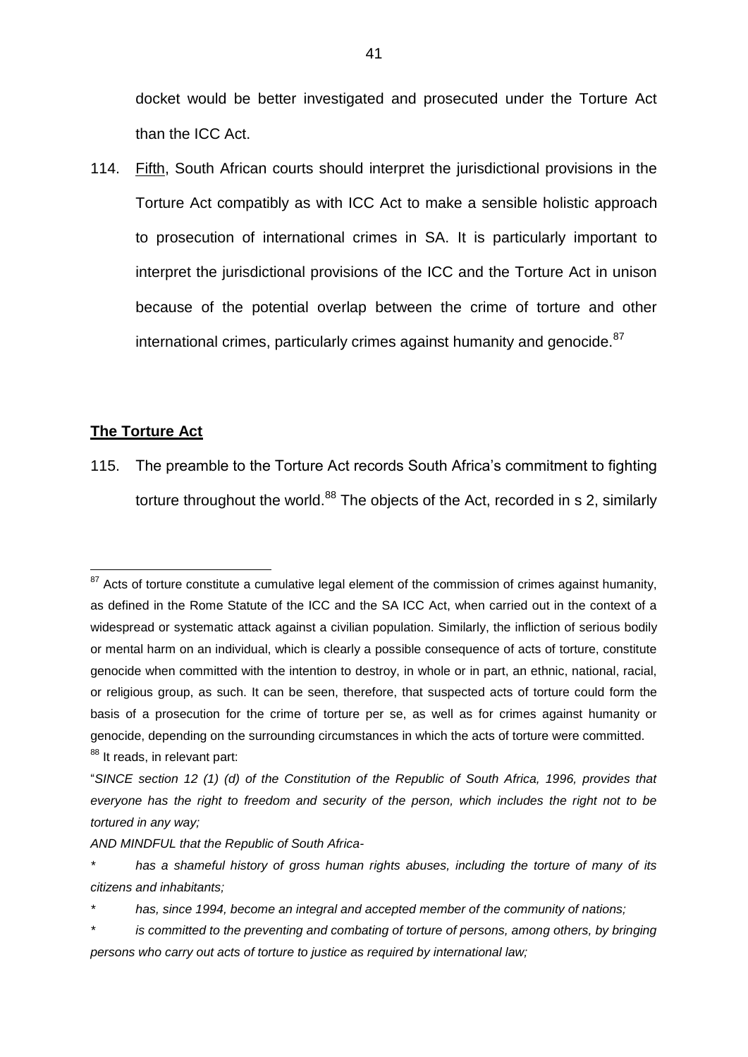docket would be better investigated and prosecuted under the Torture Act than the ICC Act.

114. Fifth, South African courts should interpret the jurisdictional provisions in the Torture Act compatibly as with ICC Act to make a sensible holistic approach to prosecution of international crimes in SA. It is particularly important to interpret the jurisdictional provisions of the ICC and the Torture Act in unison because of the potential overlap between the crime of torture and other international crimes, particularly crimes against humanity and genocide.[87]

**The Torture Act**

115. The preamble to the Torture Act records South Africa's commitment to fighting torture throughout the world.[88] The objects of the Act, recorded in s 2, similarly

---

[87] Acts of torture constitute a cumulative legal element of the commission of crimes against humanity, as defined in the Rome Statute of the ICC and the SA ICC Act, when carried out in the context of a widespread or systematic attack against a civilian population. Similarly, the infliction of serious bodily or mental harm on an individual, which is clearly a possible consequence of acts of torture, constitute genocide when committed with the intention to destroy, in whole or in part, an ethnic, national, racial, or religious group, as such. It can be seen, therefore, that suspected acts of torture could form the basis of a prosecution for the crime of torture per se, as well as for crimes against humanity or genocide, depending on the surrounding circumstances in which the acts of torture were committed.

[88] It reads, in relevant part:

"*SINCE section 12 (1) (d) of the Constitution of the Republic of South Africa, 1996, provides that everyone has the right to freedom and security of the person, which includes the right not to be tortured in any way;*

*AND MINDFUL that the Republic of South Africa-*

\* *has a shameful history of gross human rights abuses, including the torture of many of its citizens and inhabitants;*

\* *has, since 1994, become an integral and accepted member of the community of nations;*

\* *is committed to the preventing and combating of torture of persons, among others, by bringing persons who carry out acts of torture to justice as required by international law;*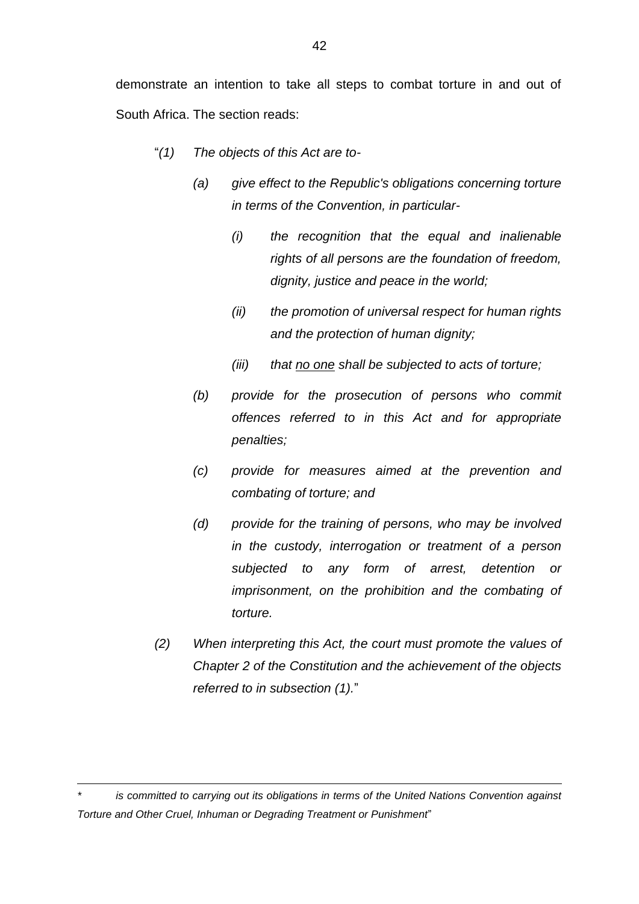demonstrate an intention to take all steps to combat torture in and out of South Africa. The section reads:

> "*(1) The objects of this Act are to-*
>
> *(a) give effect to the Republic's obligations concerning torture in terms of the Convention, in particular-*
>
> *(i) the recognition that the equal and inalienable rights of all persons are the foundation of freedom, dignity, justice and peace in the world;*
>
> *(ii) the promotion of universal respect for human rights and the protection of human dignity;*
>
> *(iii) that <u>no one</u> shall be subjected to acts of torture;*
>
> *(b) provide for the prosecution of persons who commit offences referred to in this Act and for appropriate penalties;*
>
> *(c) provide for measures aimed at the prevention and combating of torture; and*
>
> *(d) provide for the training of persons, who may be involved in the custody, interrogation or treatment of a person subjected to any form of arrest, detention or imprisonment, on the prohibition and the combating of torture.*
>
> *(2) When interpreting this Act, the court must promote the values of Chapter 2 of the Constitution and the achievement of the objects referred to in subsection (1).*"

---

\* *is committed to carrying out its obligations in terms of the United Nations Convention against Torture and Other Cruel, Inhuman or Degrading Treatment or Punishment*"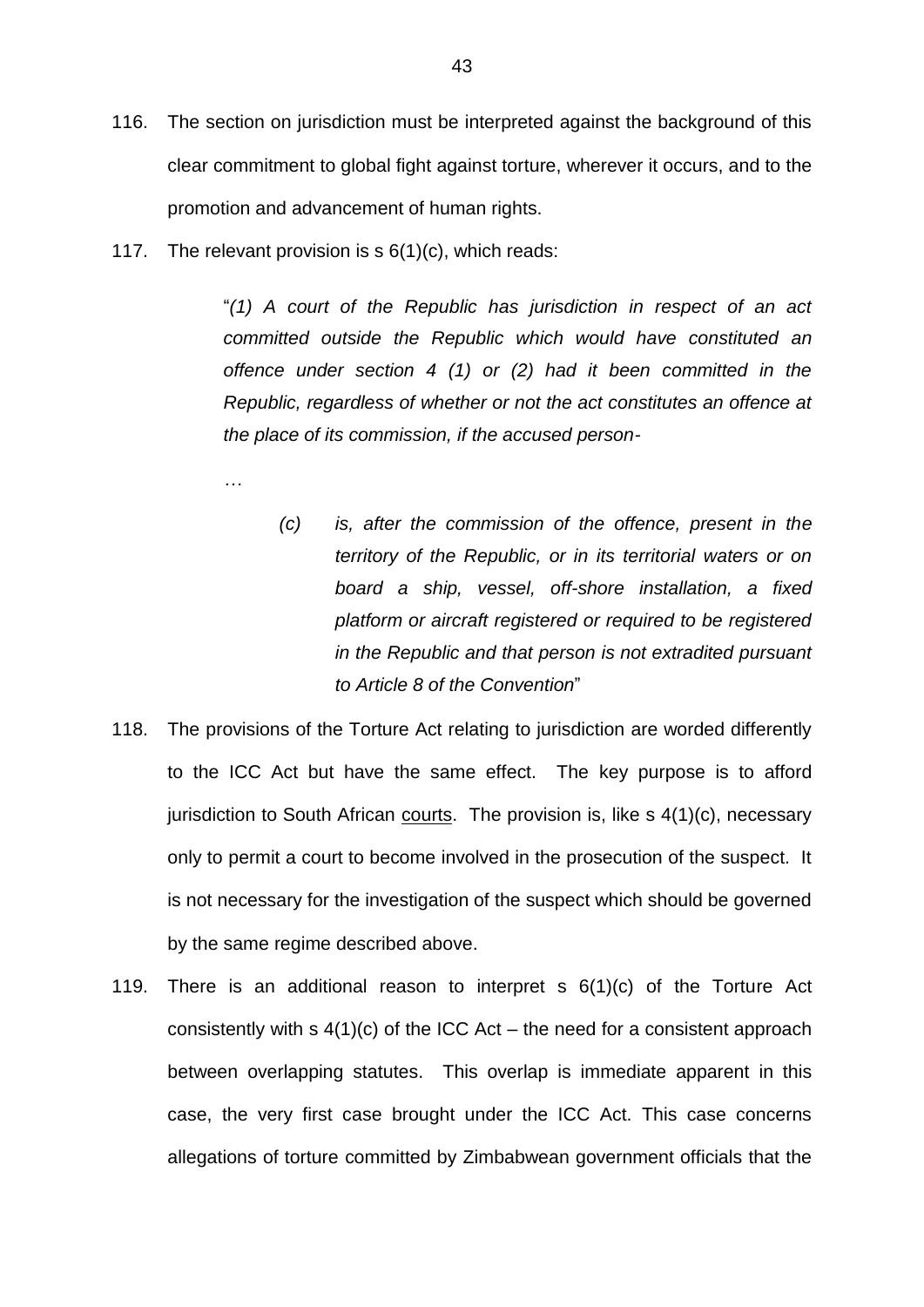116. The section on jurisdiction must be interpreted against the background of this clear commitment to global fight against torture, wherever it occurs, and to the promotion and advancement of human rights.

117. The relevant provision is s 6(1)(c), which reads:

> "*(1) A court of the Republic has jurisdiction in respect of an act committed outside the Republic which would have constituted an offence under section 4 (1) or (2) had it been committed in the Republic, regardless of whether or not the act constitutes an offence at the place of its commission, if the accused person-*
>
> …
>
> *(c) is, after the commission of the offence, present in the territory of the Republic, or in its territorial waters or on board a ship, vessel, off-shore installation, a fixed platform or aircraft registered or required to be registered in the Republic and that person is not extradited pursuant to Article 8 of the Convention*"

118. The provisions of the Torture Act relating to jurisdiction are worded differently to the ICC Act but have the same effect. The key purpose is to afford jurisdiction to South African <u>courts</u>. The provision is, like s 4(1)(c), necessary only to permit a court to become involved in the prosecution of the suspect. It is not necessary for the investigation of the suspect which should be governed by the same regime described above.

119. There is an additional reason to interpret s 6(1)(c) of the Torture Act consistently with s 4(1)(c) of the ICC Act – the need for a consistent approach between overlapping statutes. This overlap is immediate apparent in this case, the very first case brought under the ICC Act. This case concerns allegations of torture committed by Zimbabwean government officials that the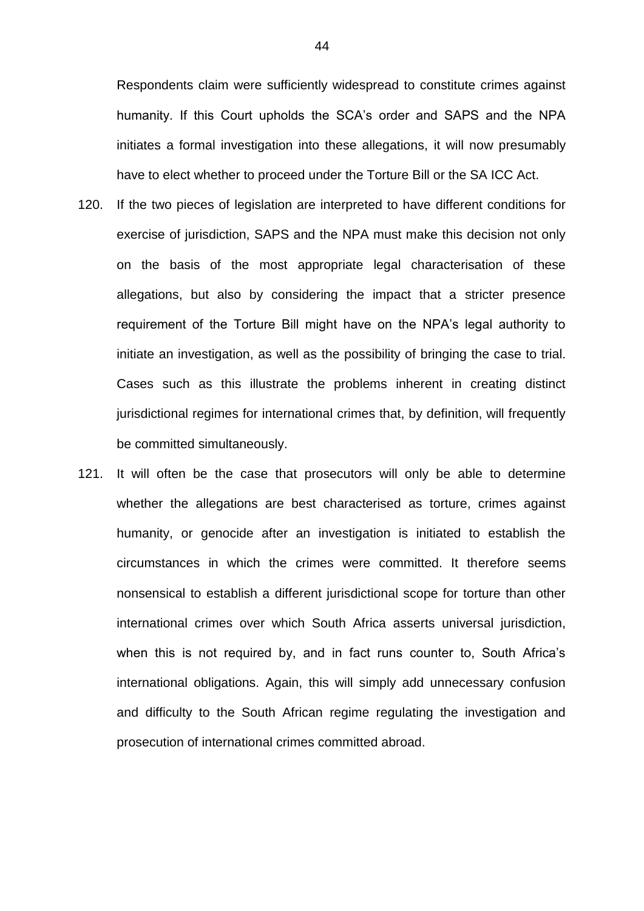Respondents claim were sufficiently widespread to constitute crimes against humanity. If this Court upholds the SCA's order and SAPS and the NPA initiates a formal investigation into these allegations, it will now presumably have to elect whether to proceed under the Torture Bill or the SA ICC Act.

120. If the two pieces of legislation are interpreted to have different conditions for exercise of jurisdiction, SAPS and the NPA must make this decision not only on the basis of the most appropriate legal characterisation of these allegations, but also by considering the impact that a stricter presence requirement of the Torture Bill might have on the NPA's legal authority to initiate an investigation, as well as the possibility of bringing the case to trial. Cases such as this illustrate the problems inherent in creating distinct jurisdictional regimes for international crimes that, by definition, will frequently be committed simultaneously.

121. It will often be the case that prosecutors will only be able to determine whether the allegations are best characterised as torture, crimes against humanity, or genocide after an investigation is initiated to establish the circumstances in which the crimes were committed. It therefore seems nonsensical to establish a different jurisdictional scope for torture than other international crimes over which South Africa asserts universal jurisdiction, when this is not required by, and in fact runs counter to, South Africa's international obligations. Again, this will simply add unnecessary confusion and difficulty to the South African regime regulating the investigation and prosecution of international crimes committed abroad.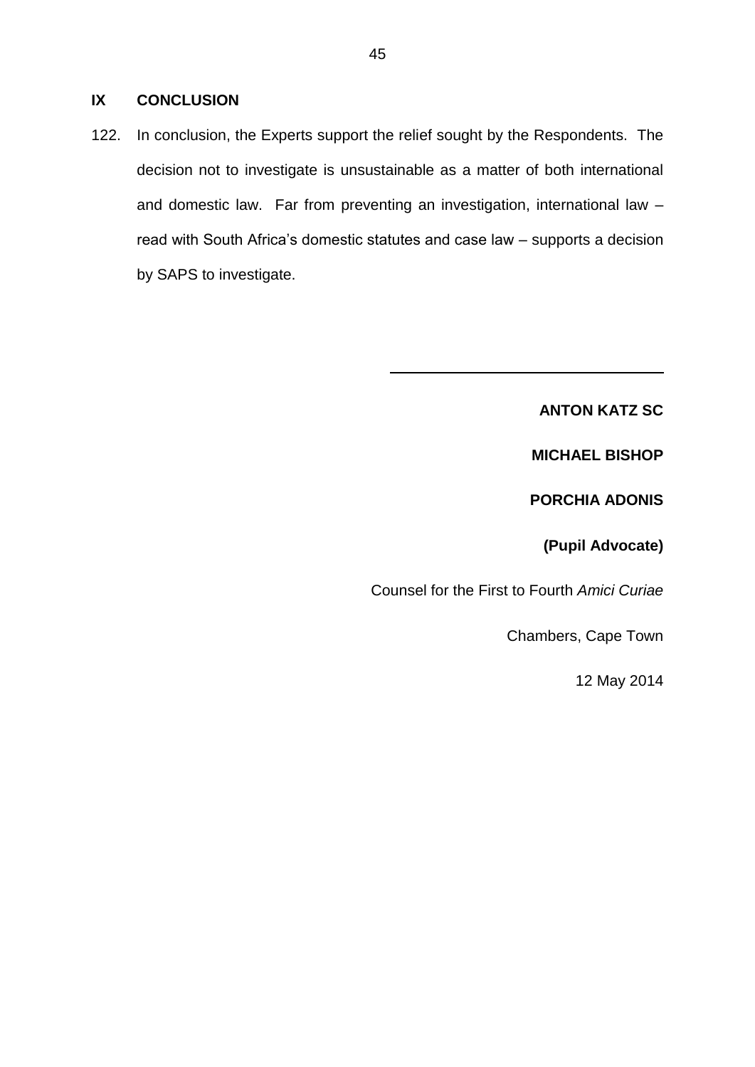## IX CONCLUSION

122. In conclusion, the Experts support the relief sought by the Respondents. The decision not to investigate is unsustainable as a matter of both international and domestic law. Far from preventing an investigation, international law – read with South Africa's domestic statutes and case law – supports a decision by SAPS to investigate.

**ANTON KATZ SC**

**MICHAEL BISHOP**

**PORCHIA ADONIS**

**(Pupil Advocate)**

Counsel for the First to Fourth *Amici Curiae*

Chambers, Cape Town

12 May 2014